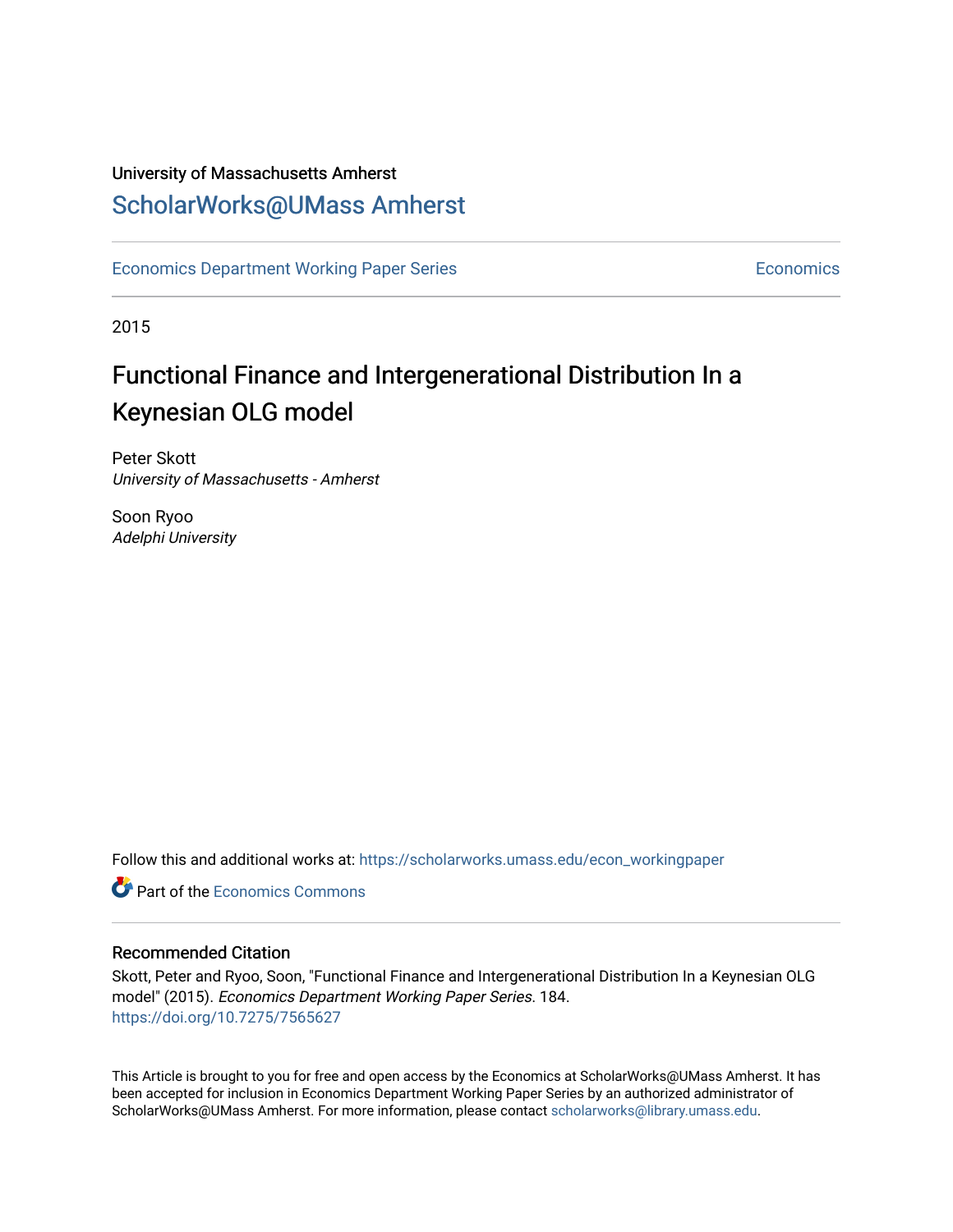University of Massachusetts Amherst

## ScholarWorks@UMass Amherst

Economics Department Working Paper Series | Economics

2015

# Functional Finance and Intergenerational Distribution In a Keynesian OLG model

Peter Skott
*University of Massachusetts - Amherst*

Soon Ryoo
*Adelphi University*

Follow this and additional works at: https://scholarworks.umass.edu/econ_workingpaper

Part of the Economics Commons

### Recommended Citation

Skott, Peter and Ryoo, Soon, "Functional Finance and Intergenerational Distribution In a Keynesian OLG model" (2015). *Economics Department Working Paper Series*. 184.
https://doi.org/10.7275/7565627

This Article is brought to you for free and open access by the Economics at ScholarWorks@UMass Amherst. It has been accepted for inclusion in Economics Department Working Paper Series by an authorized administrator of ScholarWorks@UMass Amherst. For more information, please contact scholarworks@library.umass.edu.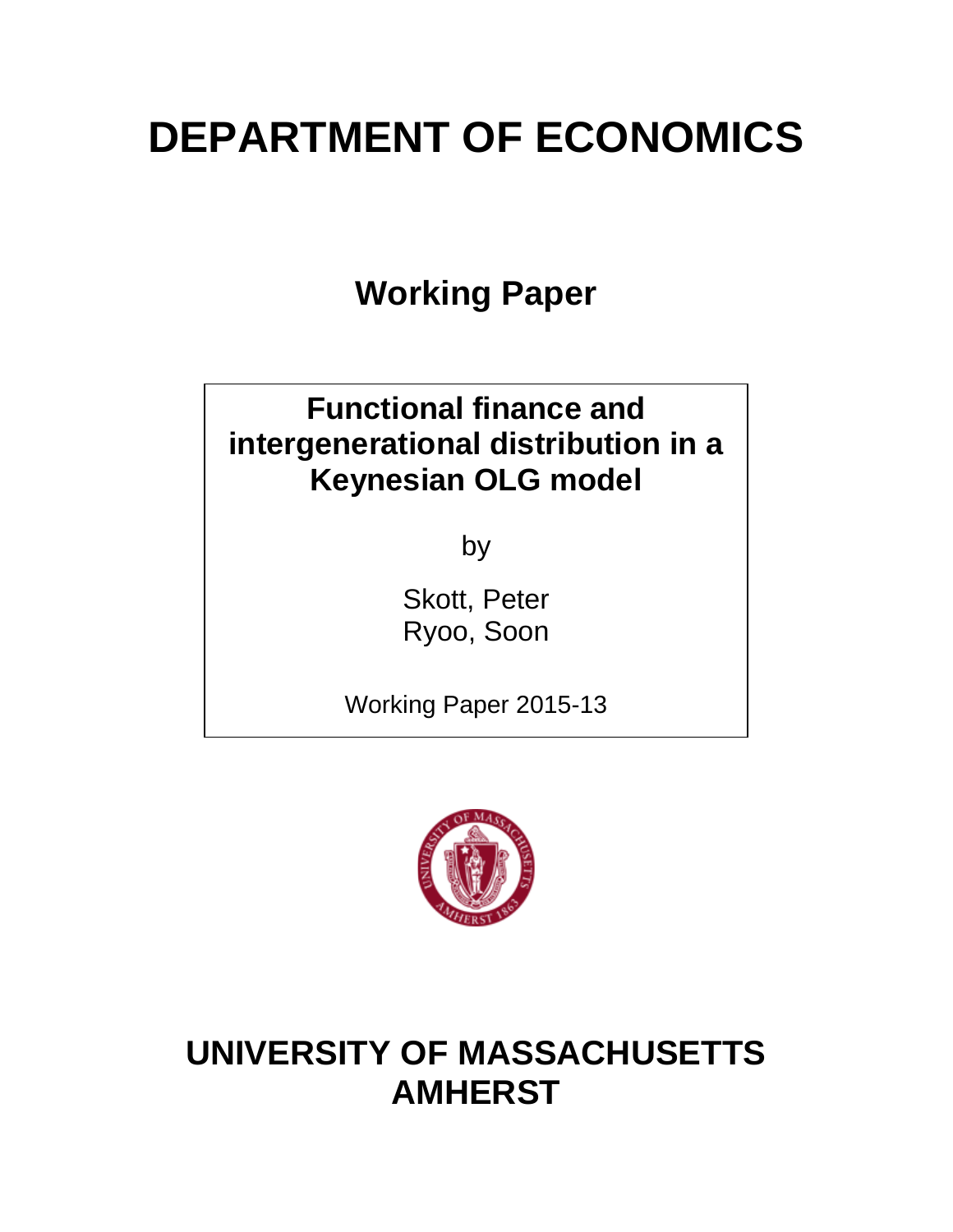# DEPARTMENT OF ECONOMICS

## Working Paper

**Functional finance and intergenerational distribution in a Keynesian OLG model**

by

Skott, Peter
Ryoo, Soon

Working Paper 2015-13

# UNIVERSITY OF MASSACHUSETTS AMHERST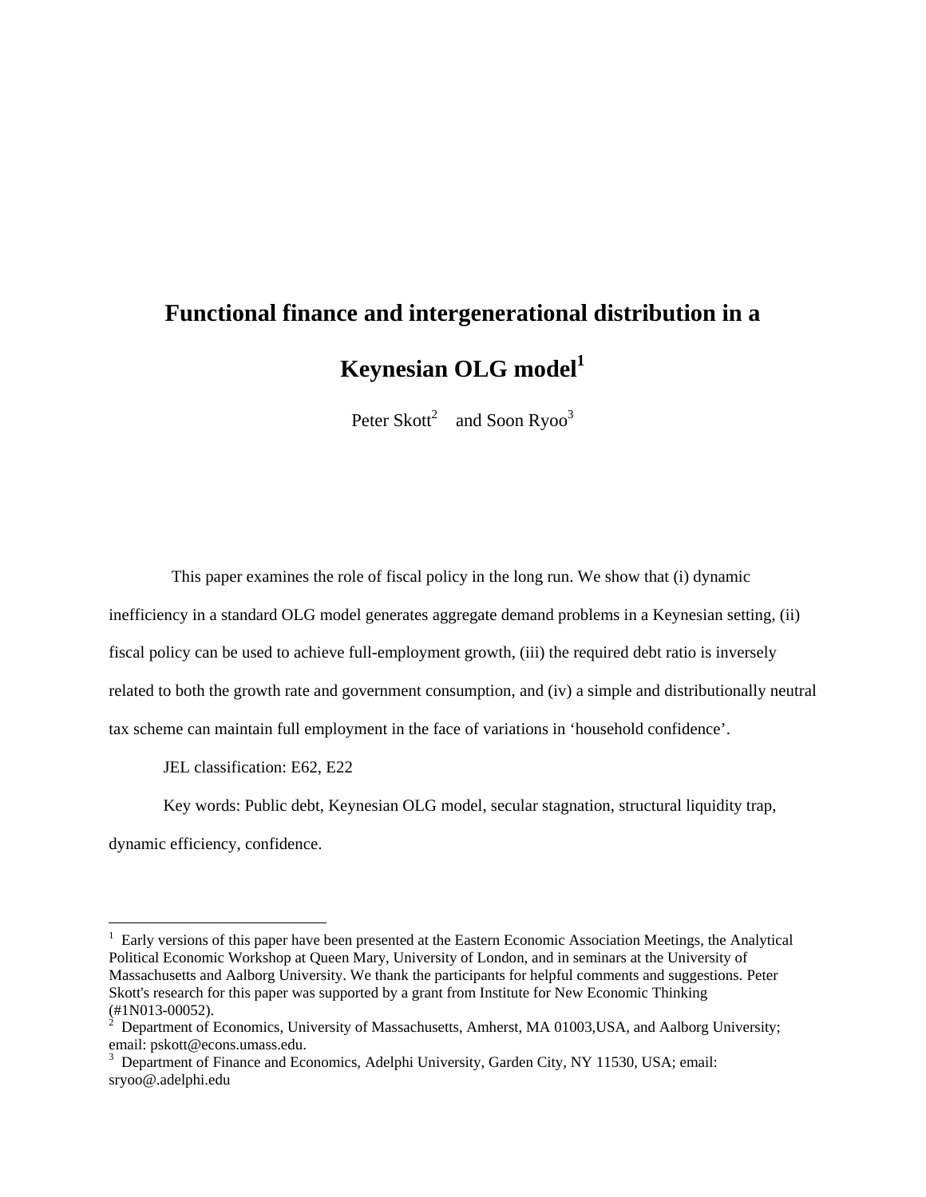# Functional finance and intergenerational distribution in a Keynesian OLG model[1]

Peter Skott[2] and Soon Ryoo[3]

This paper examines the role of fiscal policy in the long run. We show that (i) dynamic inefficiency in a standard OLG model generates aggregate demand problems in a Keynesian setting, (ii) fiscal policy can be used to achieve full-employment growth, (iii) the required debt ratio is inversely related to both the growth rate and government consumption, and (iv) a simple and distributionally neutral tax scheme can maintain full employment in the face of variations in 'household confidence'.

JEL classification: E62, E22

Key words: Public debt, Keynesian OLG model, secular stagnation, structural liquidity trap, dynamic efficiency, confidence.

---

[1] Early versions of this paper have been presented at the Eastern Economic Association Meetings, the Analytical Political Economic Workshop at Queen Mary, University of London, and in seminars at the University of Massachusetts and Aalborg University. We thank the participants for helpful comments and suggestions. Peter Skott's research for this paper was supported by a grant from Institute for New Economic Thinking (#1N013-00052).

[2] Department of Economics, University of Massachusetts, Amherst, MA 01003,USA, and Aalborg University; email: pskott@econs.umass.edu.

[3] Department of Finance and Economics, Adelphi University, Garden City, NY 11530, USA; email: sryoo@.adelphi.edu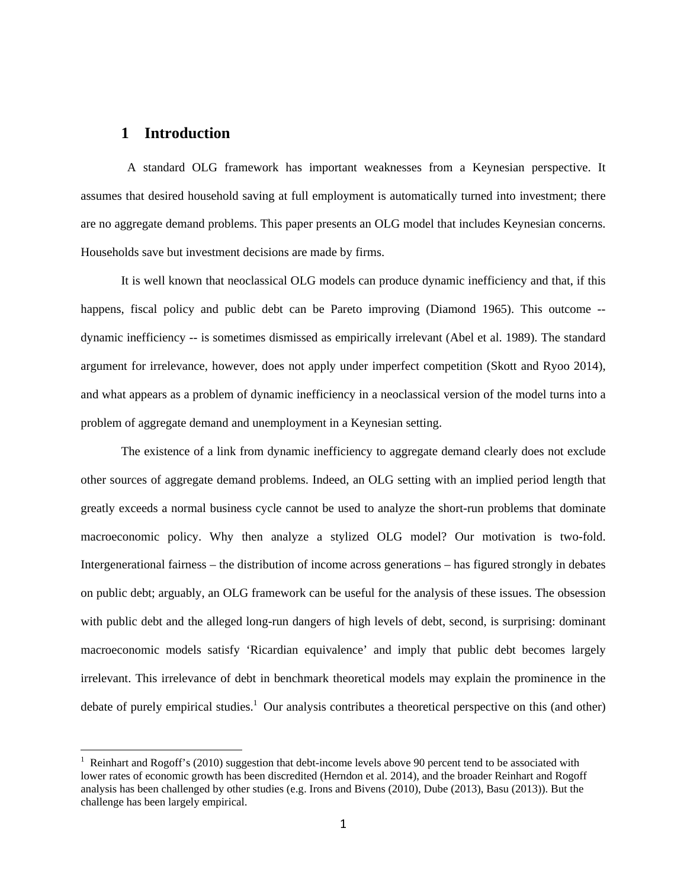# 1 Introduction

A standard OLG framework has important weaknesses from a Keynesian perspective. It assumes that desired household saving at full employment is automatically turned into investment; there are no aggregate demand problems. This paper presents an OLG model that includes Keynesian concerns. Households save but investment decisions are made by firms.

It is well known that neoclassical OLG models can produce dynamic inefficiency and that, if this happens, fiscal policy and public debt can be Pareto improving (Diamond 1965). This outcome -- dynamic inefficiency -- is sometimes dismissed as empirically irrelevant (Abel et al. 1989). The standard argument for irrelevance, however, does not apply under imperfect competition (Skott and Ryoo 2014), and what appears as a problem of dynamic inefficiency in a neoclassical version of the model turns into a problem of aggregate demand and unemployment in a Keynesian setting.

The existence of a link from dynamic inefficiency to aggregate demand clearly does not exclude other sources of aggregate demand problems. Indeed, an OLG setting with an implied period length that greatly exceeds a normal business cycle cannot be used to analyze the short-run problems that dominate macroeconomic policy. Why then analyze a stylized OLG model? Our motivation is two-fold. Intergenerational fairness – the distribution of income across generations – has figured strongly in debates on public debt; arguably, an OLG framework can be useful for the analysis of these issues. The obsession with public debt and the alleged long-run dangers of high levels of debt, second, is surprising: dominant macroeconomic models satisfy 'Ricardian equivalence' and imply that public debt becomes largely irrelevant. This irrelevance of debt in benchmark theoretical models may explain the prominence in the debate of purely empirical studies.[1] Our analysis contributes a theoretical perspective on this (and other)

[1] Reinhart and Rogoff's (2010) suggestion that debt-income levels above 90 percent tend to be associated with lower rates of economic growth has been discredited (Herndon et al. 2014), and the broader Reinhart and Rogoff analysis has been challenged by other studies (e.g. Irons and Bivens (2010), Dube (2013), Basu (2013)). But the challenge has been largely empirical.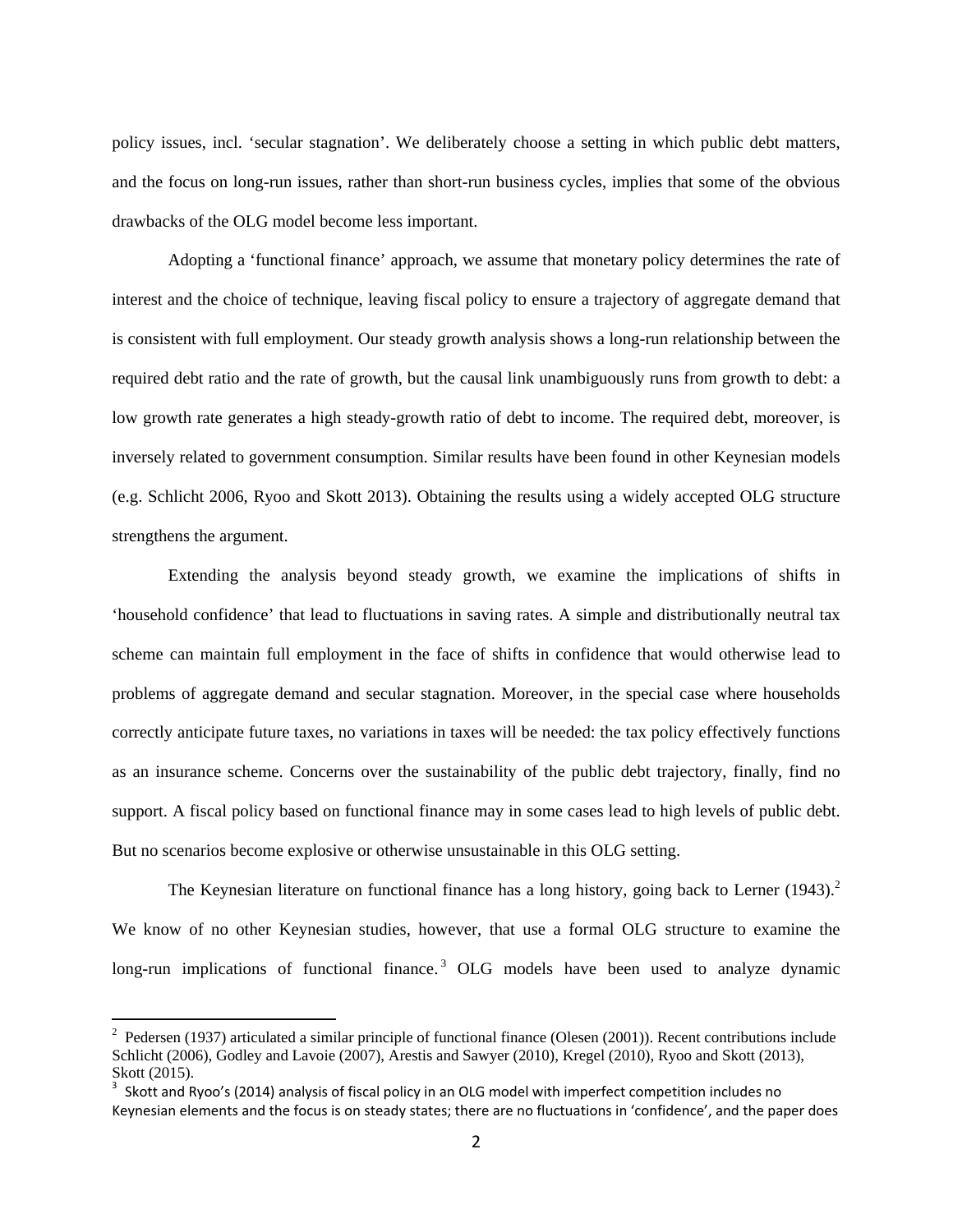policy issues, incl. 'secular stagnation'. We deliberately choose a setting in which public debt matters, and the focus on long-run issues, rather than short-run business cycles, implies that some of the obvious drawbacks of the OLG model become less important.

Adopting a 'functional finance' approach, we assume that monetary policy determines the rate of interest and the choice of technique, leaving fiscal policy to ensure a trajectory of aggregate demand that is consistent with full employment. Our steady growth analysis shows a long-run relationship between the required debt ratio and the rate of growth, but the causal link unambiguously runs from growth to debt: a low growth rate generates a high steady-growth ratio of debt to income. The required debt, moreover, is inversely related to government consumption. Similar results have been found in other Keynesian models (e.g. Schlicht 2006, Ryoo and Skott 2013). Obtaining the results using a widely accepted OLG structure strengthens the argument.

Extending the analysis beyond steady growth, we examine the implications of shifts in 'household confidence' that lead to fluctuations in saving rates. A simple and distributionally neutral tax scheme can maintain full employment in the face of shifts in confidence that would otherwise lead to problems of aggregate demand and secular stagnation. Moreover, in the special case where households correctly anticipate future taxes, no variations in taxes will be needed: the tax policy effectively functions as an insurance scheme. Concerns over the sustainability of the public debt trajectory, finally, find no support. A fiscal policy based on functional finance may in some cases lead to high levels of public debt. But no scenarios become explosive or otherwise unsustainable in this OLG setting.

The Keynesian literature on functional finance has a long history, going back to Lerner (1943).[2] We know of no other Keynesian studies, however, that use a formal OLG structure to examine the long-run implications of functional finance.[3] OLG models have been used to analyze dynamic

[2] Pedersen (1937) articulated a similar principle of functional finance (Olesen (2001)). Recent contributions include Schlicht (2006), Godley and Lavoie (2007), Arestis and Sawyer (2010), Kregel (2010), Ryoo and Skott (2013), Skott (2015).

[3] Skott and Ryoo's (2014) analysis of fiscal policy in an OLG model with imperfect competition includes no Keynesian elements and the focus is on steady states; there are no fluctuations in 'confidence', and the paper does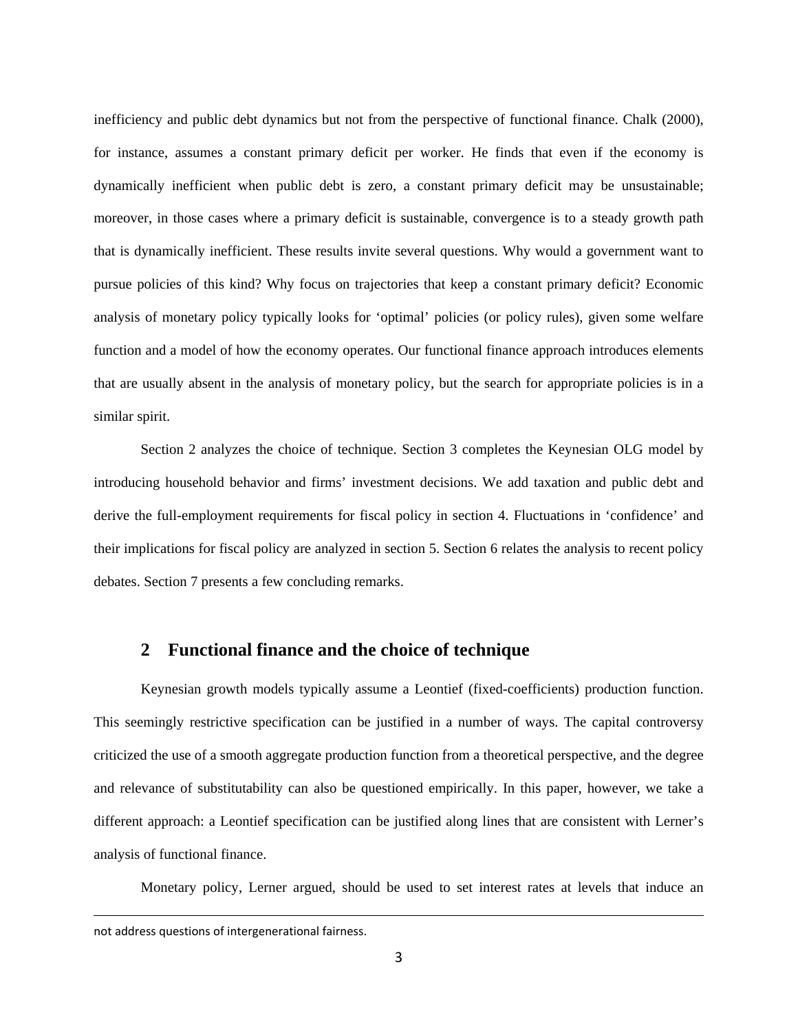inefficiency and public debt dynamics but not from the perspective of functional finance. Chalk (2000), for instance, assumes a constant primary deficit per worker. He finds that even if the economy is dynamically inefficient when public debt is zero, a constant primary deficit may be unsustainable; moreover, in those cases where a primary deficit is sustainable, convergence is to a steady growth path that is dynamically inefficient. These results invite several questions. Why would a government want to pursue policies of this kind? Why focus on trajectories that keep a constant primary deficit? Economic analysis of monetary policy typically looks for 'optimal' policies (or policy rules), given some welfare function and a model of how the economy operates. Our functional finance approach introduces elements that are usually absent in the analysis of monetary policy, but the search for appropriate policies is in a similar spirit.

Section 2 analyzes the choice of technique. Section 3 completes the Keynesian OLG model by introducing household behavior and firms' investment decisions. We add taxation and public debt and derive the full-employment requirements for fiscal policy in section 4. Fluctuations in 'confidence' and their implications for fiscal policy are analyzed in section 5. Section 6 relates the analysis to recent policy debates. Section 7 presents a few concluding remarks.

## 2 Functional finance and the choice of technique

Keynesian growth models typically assume a Leontief (fixed-coefficients) production function. This seemingly restrictive specification can be justified in a number of ways. The capital controversy criticized the use of a smooth aggregate production function from a theoretical perspective, and the degree and relevance of substitutability can also be questioned empirically. In this paper, however, we take a different approach: a Leontief specification can be justified along lines that are consistent with Lerner's analysis of functional finance.

Monetary policy, Lerner argued, should be used to set interest rates at levels that induce an

not address questions of intergenerational fairness.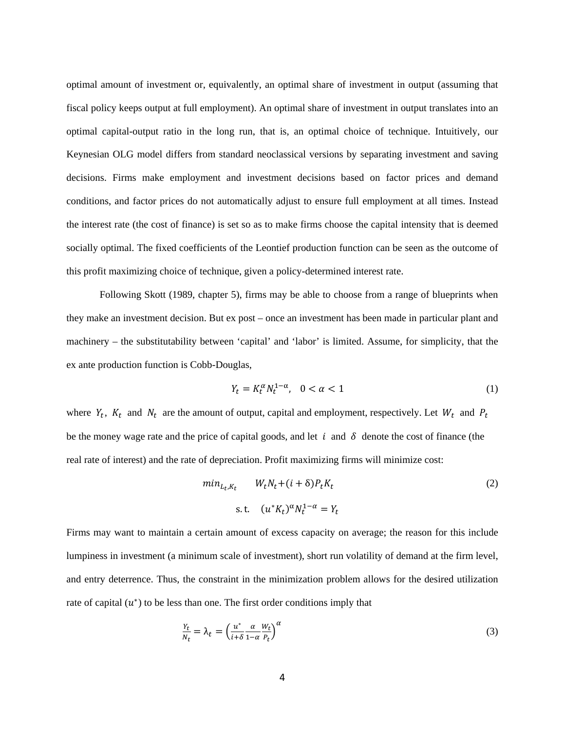optimal amount of investment or, equivalently, an optimal share of investment in output (assuming that fiscal policy keeps output at full employment). An optimal share of investment in output translates into an optimal capital-output ratio in the long run, that is, an optimal choice of technique. Intuitively, our Keynesian OLG model differs from standard neoclassical versions by separating investment and saving decisions. Firms make employment and investment decisions based on factor prices and demand conditions, and factor prices do not automatically adjust to ensure full employment at all times. Instead the interest rate (the cost of finance) is set so as to make firms choose the capital intensity that is deemed socially optimal. The fixed coefficients of the Leontief production function can be seen as the outcome of this profit maximizing choice of technique, given a policy-determined interest rate.

Following Skott (1989, chapter 5), firms may be able to choose from a range of blueprints when they make an investment decision. But ex post – once an investment has been made in particular plant and machinery – the substitutability between 'capital' and 'labor' is limited. Assume, for simplicity, that the ex ante production function is Cobb-Douglas,

$$Y_t = K_t^{\alpha} N_t^{1-\alpha}, \quad 0 < \alpha < 1 \tag{1}$$

where $Y_t$, $K_t$ and $N_t$ are the amount of output, capital and employment, respectively. Let $W_t$ and $P_t$ be the money wage rate and the price of capital goods, and let $i$ and $\delta$ denote the cost of finance (the real rate of interest) and the rate of depreciation. Profit maximizing firms will minimize cost:

$$\min_{L_t, K_t} \quad W_t N_t + (i+\delta) P_t K_t \tag{2}$$

$$\text{s.t.} \quad (u^* K_t)^{\alpha} N_t^{1-\alpha} = Y_t$$

Firms may want to maintain a certain amount of excess capacity on average; the reason for this include lumpiness in investment (a minimum scale of investment), short run volatility of demand at the firm level, and entry deterrence. Thus, the constraint in the minimization problem allows for the desired utilization rate of capital ($u^*$) to be less than one. The first order conditions imply that

$$\frac{Y_t}{N_t} = \lambda_t = \left(\frac{u^*}{i+\delta}\frac{\alpha}{1-\alpha}\frac{W_t}{P_t}\right)^{\alpha} \tag{3}$$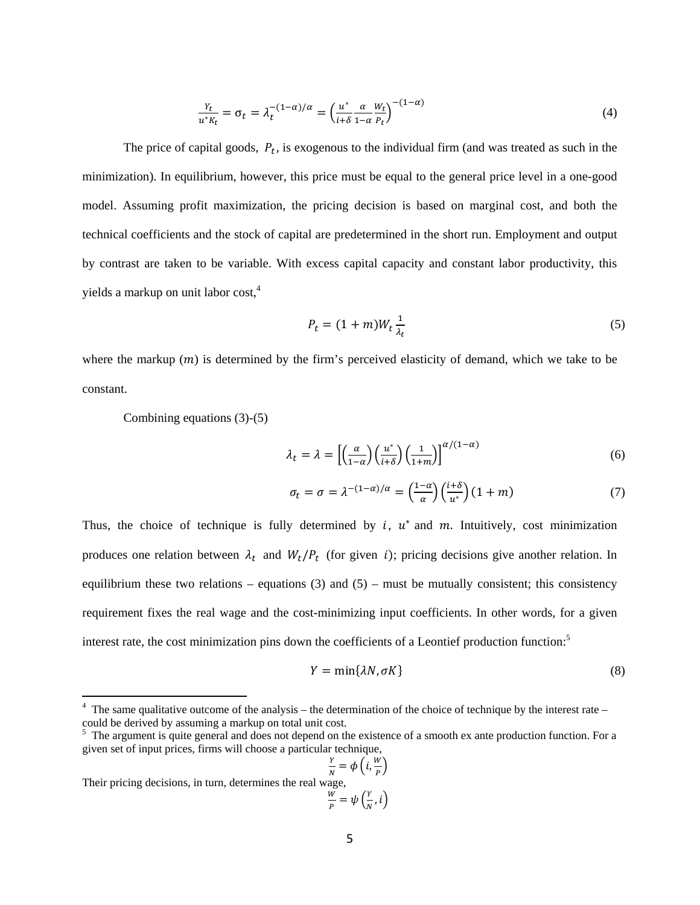$$\frac{Y_t}{u^* K_t} = \sigma_t = \lambda_t^{-(1-\alpha)/\alpha} = \left(\frac{u^*}{i+\delta}\frac{\alpha}{1-\alpha}\frac{W_t}{P_t}\right)^{-(1-\alpha)} \tag{4}$$

The price of capital goods, $P_t$, is exogenous to the individual firm (and was treated as such in the minimization). In equilibrium, however, this price must be equal to the general price level in a one-good model. Assuming profit maximization, the pricing decision is based on marginal cost, and both the technical coefficients and the stock of capital are predetermined in the short run. Employment and output by contrast are taken to be variable. With excess capital capacity and constant labor productivity, this yields a markup on unit labor cost,[4]

$$P_t = (1+m)W_t \frac{1}{\lambda_t} \tag{5}$$

where the markup ($m$) is determined by the firm's perceived elasticity of demand, which we take to be constant.

Combining equations (3)-(5)

$$\lambda_t = \lambda = \left[\left(\frac{\alpha}{1-\alpha}\right)\left(\frac{u^*}{i+\delta}\right)\left(\frac{1}{1+m}\right)\right]^{\alpha/(1-\alpha)} \tag{6}$$

$$\sigma_t = \sigma = \lambda^{-(1-\alpha)/\alpha} = \left(\frac{1-\alpha}{\alpha}\right)\left(\frac{i+\delta}{u^*}\right)(1+m) \tag{7}$$

Thus, the choice of technique is fully determined by $i$, $u^*$ and $m$. Intuitively, cost minimization produces one relation between $\lambda_t$ and $W_t/P_t$ (for given $i$); pricing decisions give another relation. In equilibrium these two relations – equations (3) and (5) – must be mutually consistent; this consistency requirement fixes the real wage and the cost-minimizing input coefficients. In other words, for a given interest rate, the cost minimization pins down the coefficients of a Leontief production function:[5]

$$Y = \min\{\lambda N, \sigma K\} \tag{8}$$

---

[4] The same qualitative outcome of the analysis – the determination of the choice of technique by the interest rate – could be derived by assuming a markup on total unit cost.

[5] The argument is quite general and does not depend on the existence of a smooth ex ante production function. For a given set of input prices, firms will choose a particular technique,

$$\frac{Y}{N} = \phi\left(i, \frac{W}{P}\right)$$

Their pricing decisions, in turn, determines the real wage,

$$\frac{W}{P} = \psi\left(\frac{Y}{N}, i\right)$$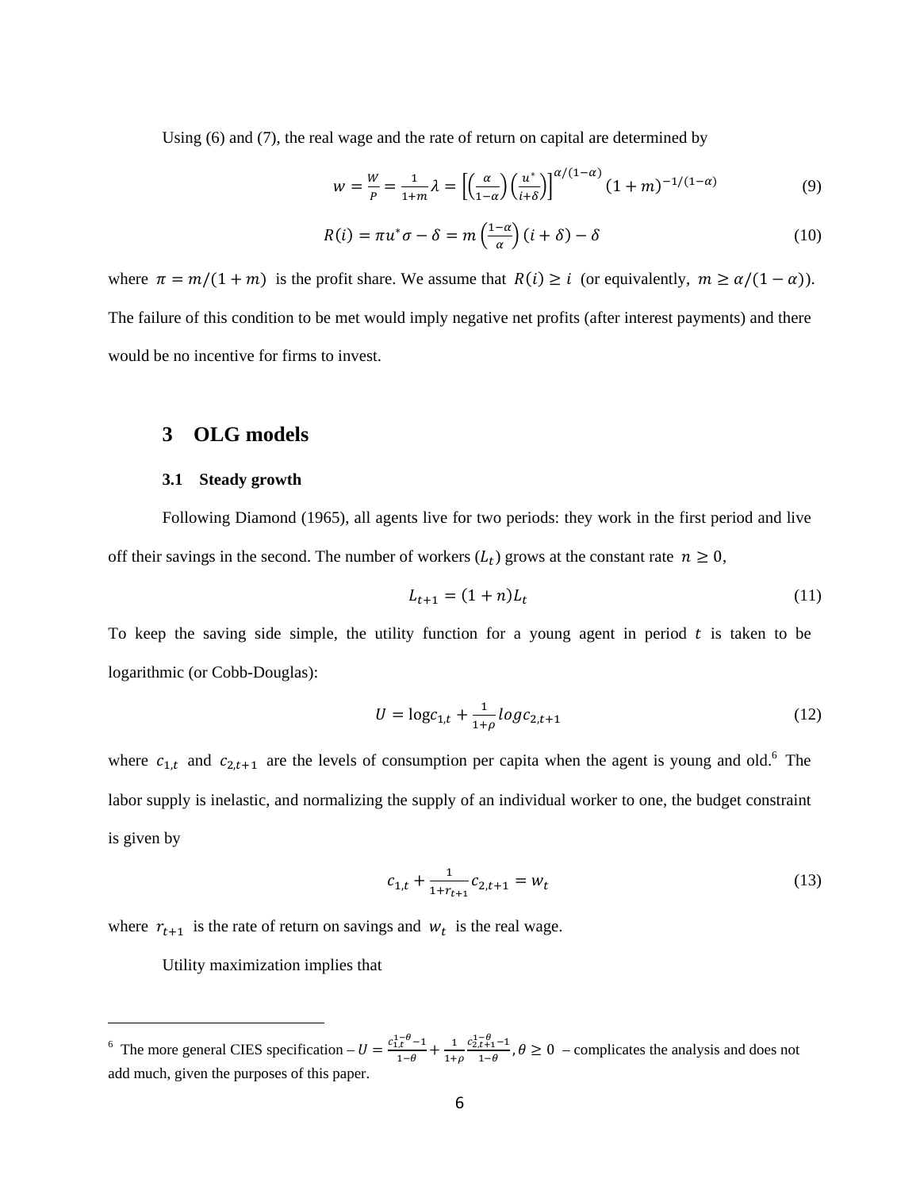Using (6) and (7), the real wage and the rate of return on capital are determined by

$$w = \frac{W}{P} = \frac{1}{1+m}\lambda = \left[\left(\frac{\alpha}{1-\alpha}\right)\left(\frac{u^*}{i+\delta}\right)\right]^{\alpha/(1-\alpha)}(1+m)^{-1/(1-\alpha)} \tag{9}$$

$$R(i) = \pi u^* \sigma - \delta = m\left(\frac{1-\alpha}{\alpha}\right)(i+\delta) - \delta \tag{10}$$

where $\pi = m/(1+m)$ is the profit share. We assume that $R(i) \geq i$ (or equivalently, $m \geq \alpha/(1-\alpha)$). The failure of this condition to be met would imply negative net profits (after interest payments) and there would be no incentive for firms to invest.

# 3 OLG models

## 3.1 Steady growth

Following Diamond (1965), all agents live for two periods: they work in the first period and live off their savings in the second. The number of workers ($L_t$) grows at the constant rate $n \geq 0$,

$$L_{t+1} = (1+n)L_t \tag{11}$$

To keep the saving side simple, the utility function for a young agent in period $t$ is taken to be logarithmic (or Cobb-Douglas):

$$U = \log c_{1,t} + \frac{1}{1+\rho} \log c_{2,t+1} \tag{12}$$

where $c_{1,t}$ and $c_{2,t+1}$ are the levels of consumption per capita when the agent is young and old.[6] The labor supply is inelastic, and normalizing the supply of an individual worker to one, the budget constraint is given by

$$c_{1,t} + \frac{1}{1+r_{t+1}} c_{2,t+1} = w_t \tag{13}$$

where $r_{t+1}$ is the rate of return on savings and $w_t$ is the real wage.

Utility maximization implies that

---

[6] The more general CIES specification – $U = \frac{c_{1,t}^{1-\theta}-1}{1-\theta} + \frac{1}{1+\rho}\frac{c_{2,t+1}^{1-\theta}-1}{1-\theta}, \theta \geq 0$ – complicates the analysis and does not add much, given the purposes of this paper.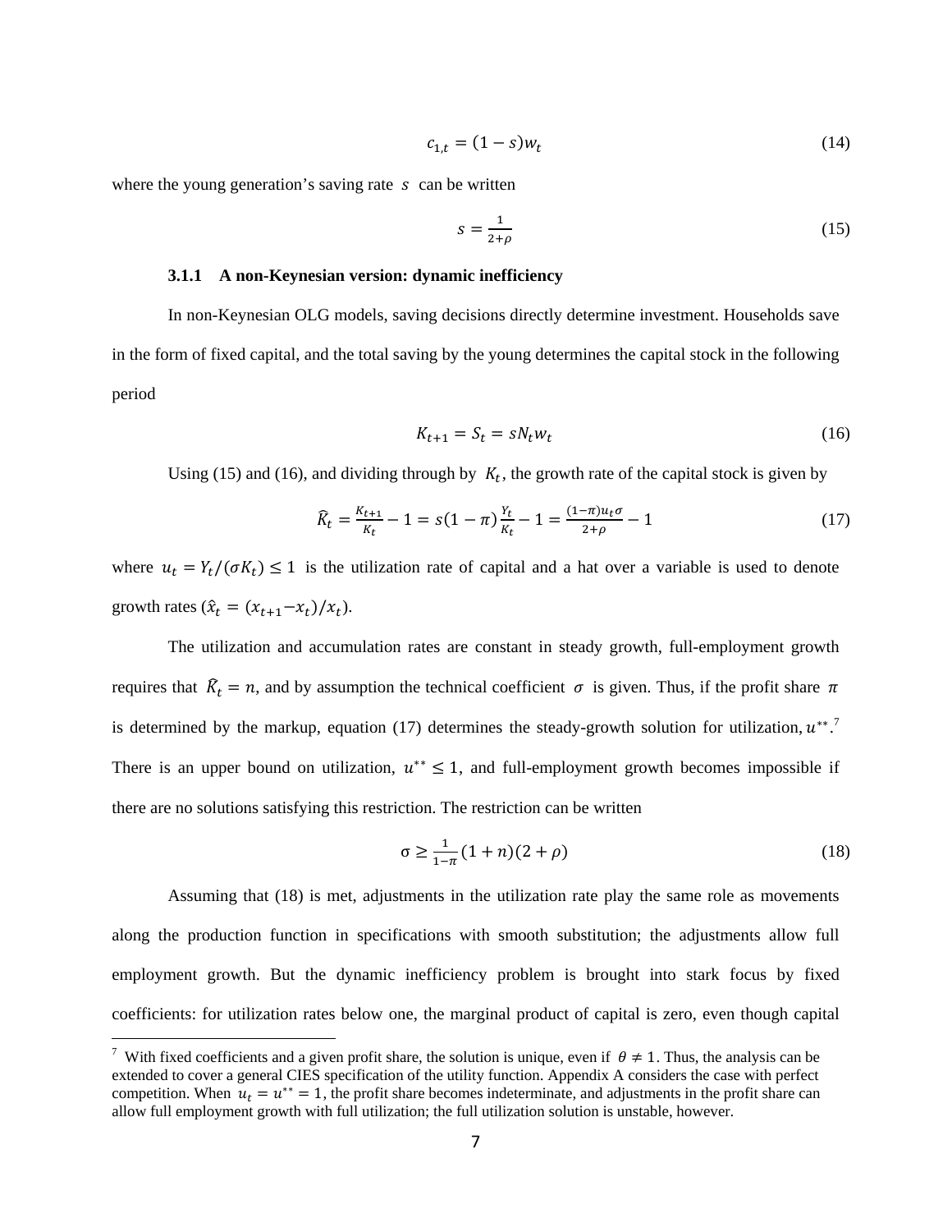$$c_{1,t} = (1 - s)w_t \tag{14}$$

where the young generation's saving rate $s$ can be written

$$s = \frac{1}{2+\rho} \tag{15}$$

### 3.1.1 A non-Keynesian version: dynamic inefficiency

In non-Keynesian OLG models, saving decisions directly determine investment. Households save in the form of fixed capital, and the total saving by the young determines the capital stock in the following period

$$K_{t+1} = S_t = sN_t w_t \tag{16}$$

Using (15) and (16), and dividing through by $K_t$, the growth rate of the capital stock is given by

$$\widehat{K}_t = \frac{K_{t+1}}{K_t} - 1 = s(1-\pi)\frac{Y_t}{K_t} - 1 = \frac{(1-\pi)u_t\sigma}{2+\rho} - 1 \tag{17}$$

where $u_t = Y_t/(\sigma K_t) \leq 1$ is the utilization rate of capital and a hat over a variable is used to denote growth rates ($\hat{x}_t = (x_{t+1} - x_t)/x_t$).

The utilization and accumulation rates are constant in steady growth, full-employment growth requires that $\widehat{K}_t = n$, and by assumption the technical coefficient $\sigma$ is given. Thus, if the profit share $\pi$ is determined by the markup, equation (17) determines the steady-growth solution for utilization, $u^{**}$.[7] There is an upper bound on utilization, $u^{**} \leq 1$, and full-employment growth becomes impossible if there are no solutions satisfying this restriction. The restriction can be written

$$\sigma \geq \frac{1}{1-\pi}(1+n)(2+\rho) \tag{18}$$

Assuming that (18) is met, adjustments in the utilization rate play the same role as movements along the production function in specifications with smooth substitution; the adjustments allow full employment growth. But the dynamic inefficiency problem is brought into stark focus by fixed coefficients: for utilization rates below one, the marginal product of capital is zero, even though capital

---

[7] With fixed coefficients and a given profit share, the solution is unique, even if $\theta \neq 1$. Thus, the analysis can be extended to cover a general CIES specification of the utility function. Appendix A considers the case with perfect competition. When $u_t = u^{**} = 1$, the profit share becomes indeterminate, and adjustments in the profit share can allow full employment growth with full utilization; the full utilization solution is unstable, however.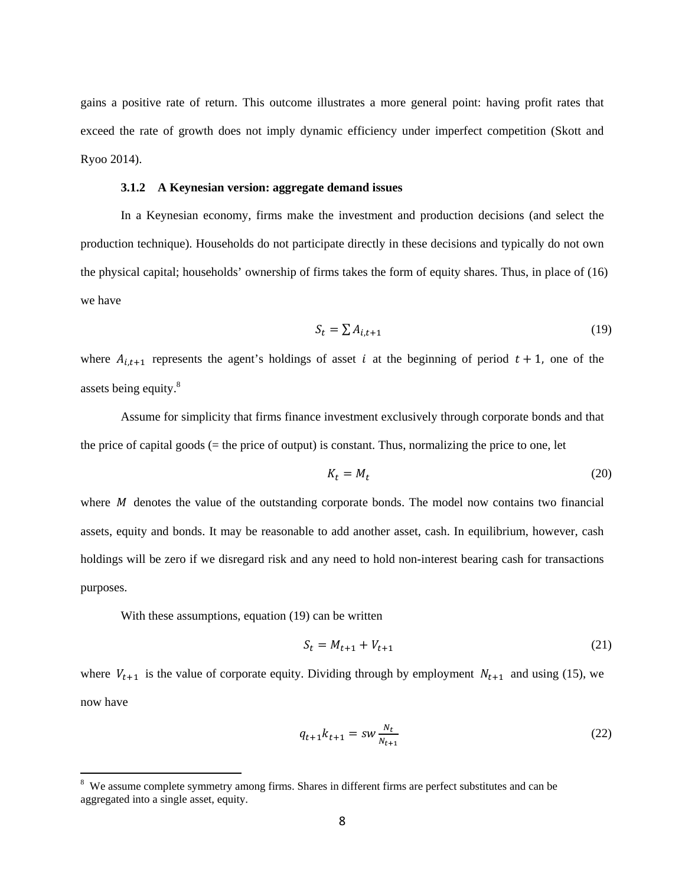gains a positive rate of return. This outcome illustrates a more general point: having profit rates that exceed the rate of growth does not imply dynamic efficiency under imperfect competition (Skott and Ryoo 2014).

### 3.1.2 A Keynesian version: aggregate demand issues

In a Keynesian economy, firms make the investment and production decisions (and select the production technique). Households do not participate directly in these decisions and typically do not own the physical capital; households' ownership of firms takes the form of equity shares. Thus, in place of (16) we have

$$S_t = \sum A_{i,t+1} \tag{19}$$

where $A_{i,t+1}$ represents the agent's holdings of asset $i$ at the beginning of period $t+1$, one of the assets being equity.[8]

Assume for simplicity that firms finance investment exclusively through corporate bonds and that the price of capital goods (= the price of output) is constant. Thus, normalizing the price to one, let

$$K_t = M_t \tag{20}$$

where $M$ denotes the value of the outstanding corporate bonds. The model now contains two financial assets, equity and bonds. It may be reasonable to add another asset, cash. In equilibrium, however, cash holdings will be zero if we disregard risk and any need to hold non-interest bearing cash for transactions purposes.

With these assumptions, equation (19) can be written

$$S_t = M_{t+1} + V_{t+1} \tag{21}$$

where $V_{t+1}$ is the value of corporate equity. Dividing through by employment $N_{t+1}$ and using (15), we now have

$$q_{t+1}k_{t+1} = sw\frac{N_t}{N_{t+1}} \tag{22}$$

[8] We assume complete symmetry among firms. Shares in different firms are perfect substitutes and can be aggregated into a single asset, equity.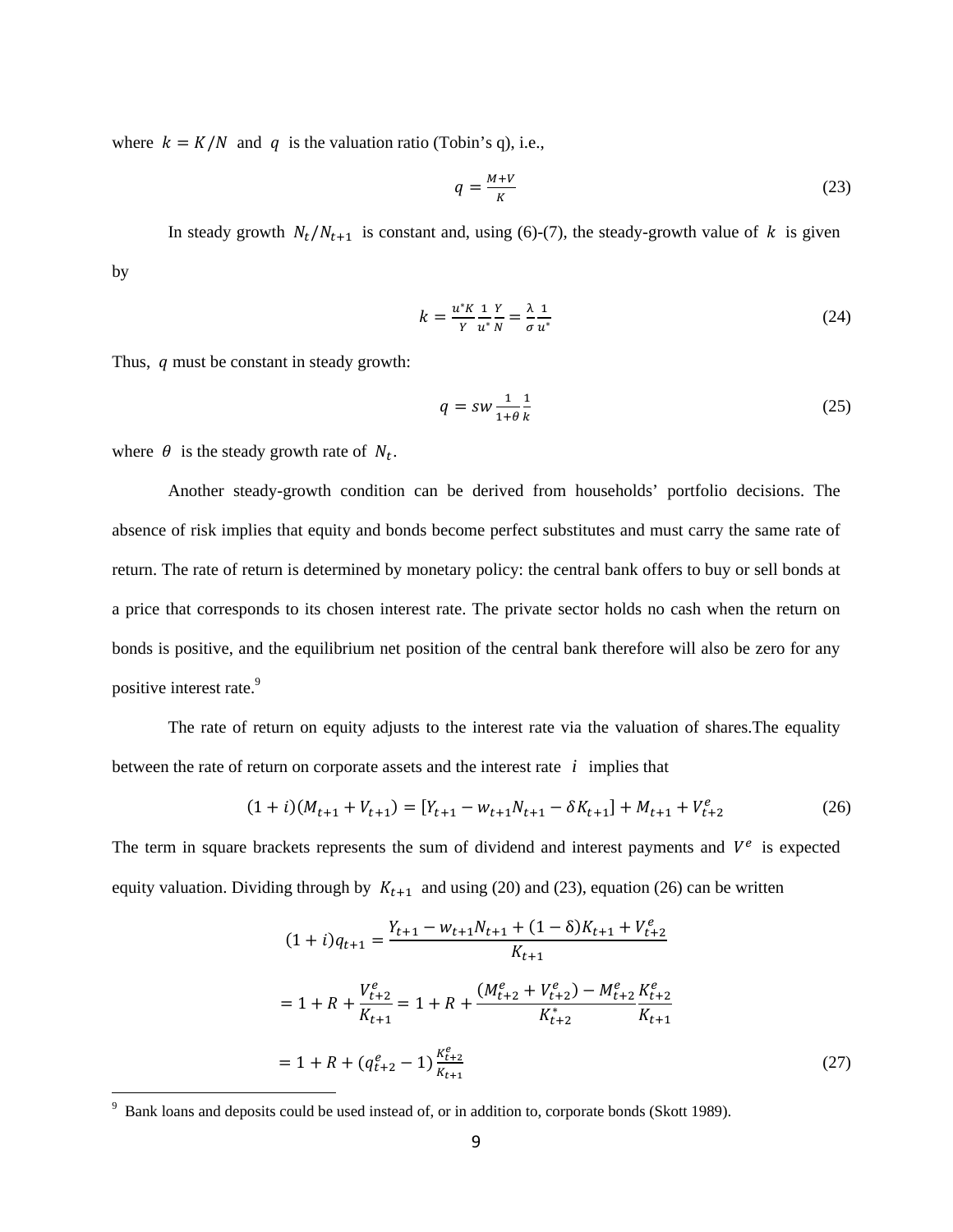where $k = K/N$ and $q$ is the valuation ratio (Tobin's q), i.e.,

$$q = \frac{M+V}{K} \tag{23}$$

In steady growth $N_t/N_{t+1}$ is constant and, using (6)-(7), the steady-growth value of $k$ is given by

$$k = \frac{u^*K}{Y}\frac{1}{u^*}\frac{Y}{N} = \frac{\lambda}{\sigma}\frac{1}{u^*} \tag{24}$$

Thus, $q$ must be constant in steady growth:

$$q = sw\frac{1}{1+\theta}\frac{1}{k} \tag{25}$$

where $\theta$ is the steady growth rate of $N_t$.

Another steady-growth condition can be derived from households' portfolio decisions. The absence of risk implies that equity and bonds become perfect substitutes and must carry the same rate of return. The rate of return is determined by monetary policy: the central bank offers to buy or sell bonds at a price that corresponds to its chosen interest rate. The private sector holds no cash when the return on bonds is positive, and the equilibrium net position of the central bank therefore will also be zero for any positive interest rate.[9]

The rate of return on equity adjusts to the interest rate via the valuation of shares.The equality between the rate of return on corporate assets and the interest rate $i$ implies that

$$(1+i)(M_{t+1}+V_{t+1}) = [Y_{t+1} - w_{t+1}N_{t+1} - \delta K_{t+1}] + M_{t+1} + V_{t+2}^e \tag{26}$$

The term in square brackets represents the sum of dividend and interest payments and $V^e$ is expected equity valuation. Dividing through by $K_{t+1}$ and using (20) and (23), equation (26) can be written

$$\begin{aligned}
(1+i)q_{t+1} &= \frac{Y_{t+1} - w_{t+1}N_{t+1} + (1-\delta)K_{t+1} + V_{t+2}^e}{K_{t+1}} \\
&= 1 + R + \frac{V_{t+2}^e}{K_{t+1}} = 1 + R + \frac{(M_{t+2}^e + V_{t+2}^e) - M_{t+2}^e}{K_{t+2}^*}\frac{K_{t+2}^e}{K_{t+1}} \\
&= 1 + R + (q_{t+2}^e - 1)\frac{K_{t+2}^e}{K_{t+1}}
\end{aligned} \tag{27}$$

---

[9] Bank loans and deposits could be used instead of, or in addition to, corporate bonds (Skott 1989).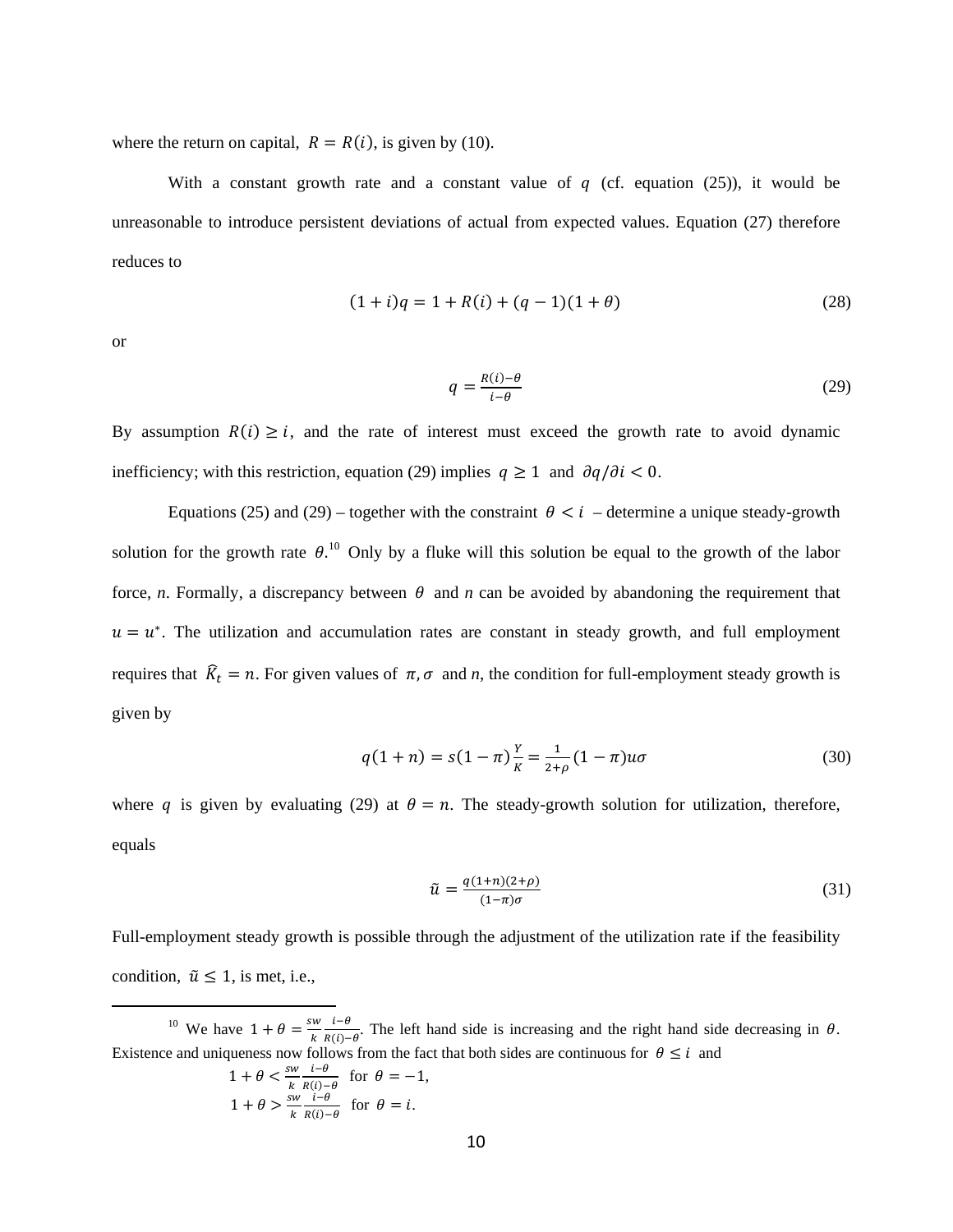where the return on capital, $R = R(i)$, is given by (10).

With a constant growth rate and a constant value of $q$ (cf. equation (25)), it would be unreasonable to introduce persistent deviations of actual from expected values. Equation (27) therefore reduces to

$$(1+i)q = 1 + R(i) + (q-1)(1+\theta) \tag{28}$$

or

$$q = \frac{R(i)-\theta}{i-\theta} \tag{29}$$

By assumption $R(i) \geq i$, and the rate of interest must exceed the growth rate to avoid dynamic inefficiency; with this restriction, equation (29) implies $q \geq 1$ and $\partial q/\partial i < 0$.

Equations (25) and (29) – together with the constraint $\theta < i$ – determine a unique steady-growth solution for the growth rate $\theta$.[10] Only by a fluke will this solution be equal to the growth of the labor force, *n*. Formally, a discrepancy between $\theta$ and *n* can be avoided by abandoning the requirement that $u = u^*$. The utilization and accumulation rates are constant in steady growth, and full employment requires that $\widehat{K}_t = n$. For given values of $\pi, \sigma$ and *n*, the condition for full-employment steady growth is given by

$$q(1+n) = s(1-\pi)\frac{Y}{K} = \frac{1}{2+\rho}(1-\pi)u\sigma \tag{30}$$

where $q$ is given by evaluating (29) at $\theta = n$. The steady-growth solution for utilization, therefore, equals

$$\tilde{u} = \frac{q(1+n)(2+\rho)}{(1-\pi)\sigma} \tag{31}$$

Full-employment steady growth is possible through the adjustment of the utilization rate if the feasibility condition, $\tilde{u} \leq 1$, is met, i.e.,

---

[10] We have $1+\theta = \frac{sw}{k}\frac{i-\theta}{R(i)-\theta}$. The left hand side is increasing and the right hand side decreasing in $\theta$. Existence and uniqueness now follows from the fact that both sides are continuous for $\theta \leq i$ and

$$1+\theta < \frac{sw}{k}\frac{i-\theta}{R(i)-\theta} \quad \text{for } \theta = -1,$$

$$1+\theta > \frac{sw}{k}\frac{i-\theta}{R(i)-\theta} \quad \text{for } \theta = i.$$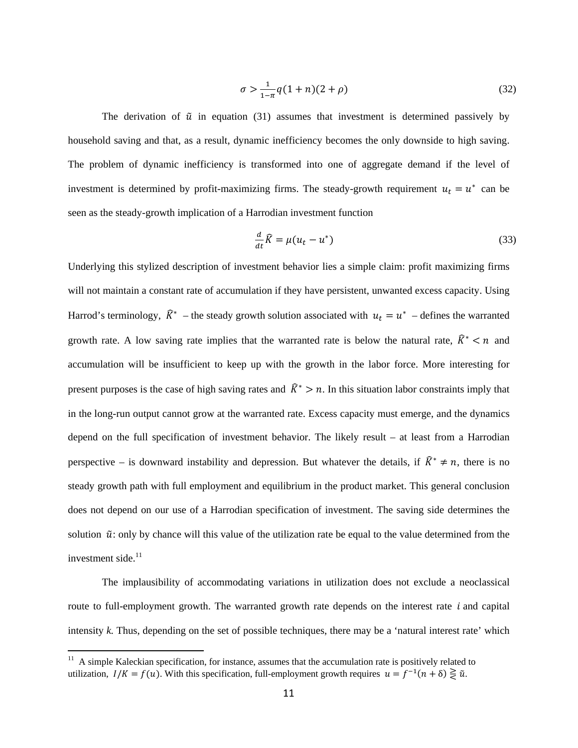$$\sigma > \frac{1}{1-\pi} q(1+n)(2+\rho) \tag{32}$$

The derivation of $\tilde{u}$ in equation (31) assumes that investment is determined passively by household saving and that, as a result, dynamic inefficiency becomes the only downside to high saving. The problem of dynamic inefficiency is transformed into one of aggregate demand if the level of investment is determined by profit-maximizing firms. The steady-growth requirement $u_t = u^*$ can be seen as the steady-growth implication of a Harrodian investment function

$$\frac{d}{dt}\hat{K} = \mu(u_t - u^*) \tag{33}$$

Underlying this stylized description of investment behavior lies a simple claim: profit maximizing firms will not maintain a constant rate of accumulation if they have persistent, unwanted excess capacity. Using Harrod's terminology, $\hat{K}^*$ – the steady growth solution associated with $u_t = u^*$ – defines the warranted growth rate. A low saving rate implies that the warranted rate is below the natural rate, $\hat{K}^* < n$ and accumulation will be insufficient to keep up with the growth in the labor force. More interesting for present purposes is the case of high saving rates and $\hat{K}^* > n$. In this situation labor constraints imply that in the long-run output cannot grow at the warranted rate. Excess capacity must emerge, and the dynamics depend on the full specification of investment behavior. The likely result – at least from a Harrodian perspective – is downward instability and depression. But whatever the details, if $\hat{K}^* \neq n$, there is no steady growth path with full employment and equilibrium in the product market. This general conclusion does not depend on our use of a Harrodian specification of investment. The saving side determines the solution $\tilde{u}$: only by chance will this value of the utilization rate be equal to the value determined from the investment side.[11]

The implausibility of accommodating variations in utilization does not exclude a neoclassical route to full-employment growth. The warranted growth rate depends on the interest rate $i$ and capital intensity *k.* Thus, depending on the set of possible techniques, there may be a 'natural interest rate' which

---

[11] A simple Kaleckian specification, for instance, assumes that the accumulation rate is positively related to utilization, $I/K = f(u)$. With this specification, full-employment growth requires $u = f^{-1}(n+\delta) \gtreqless \tilde{u}$.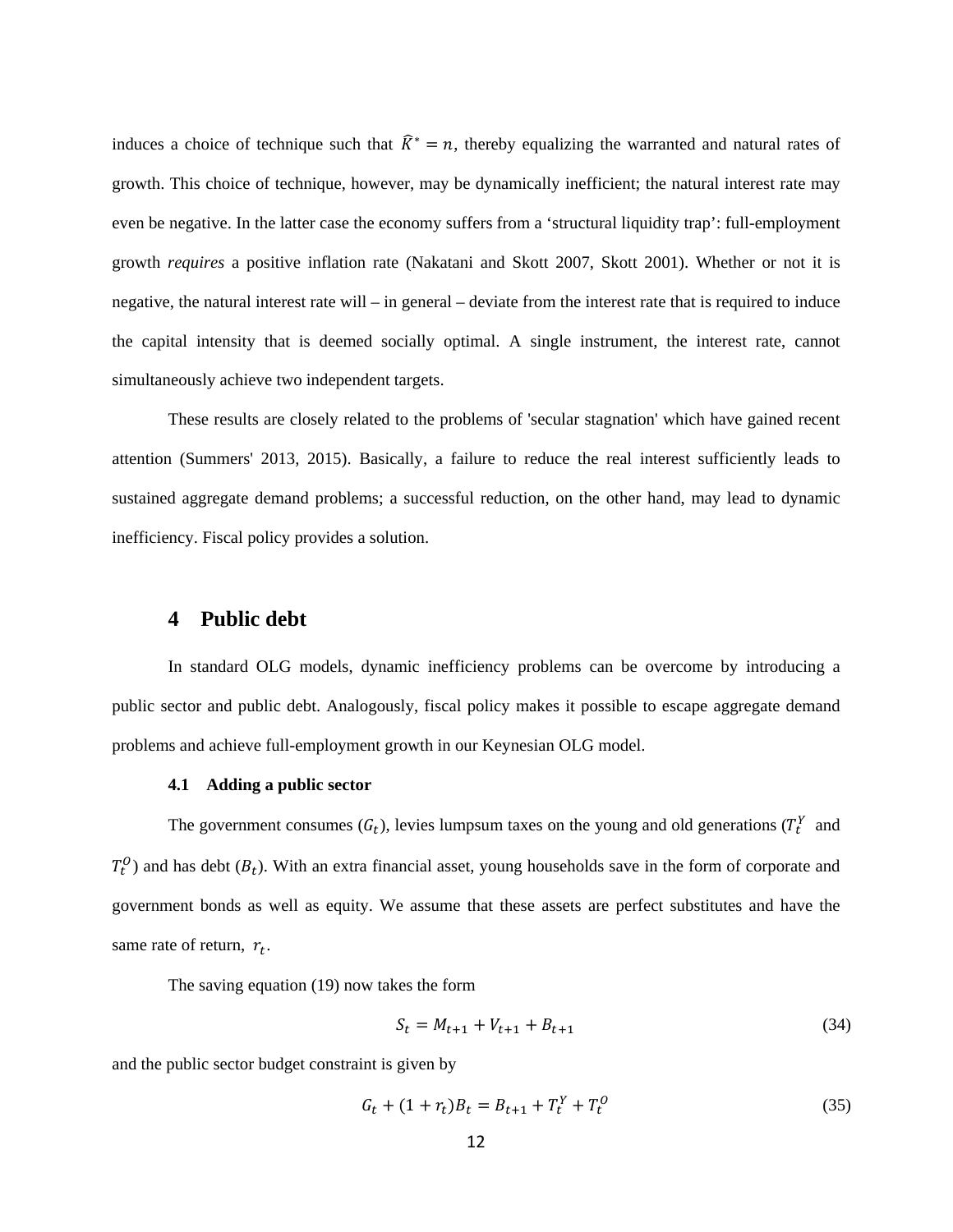induces a choice of technique such that $\widehat{K}^* = n$, thereby equalizing the warranted and natural rates of growth. This choice of technique, however, may be dynamically inefficient; the natural interest rate may even be negative. In the latter case the economy suffers from a 'structural liquidity trap': full-employment growth *requires* a positive inflation rate (Nakatani and Skott 2007, Skott 2001). Whether or not it is negative, the natural interest rate will – in general – deviate from the interest rate that is required to induce the capital intensity that is deemed socially optimal. A single instrument, the interest rate, cannot simultaneously achieve two independent targets.

These results are closely related to the problems of 'secular stagnation' which have gained recent attention (Summers' 2013, 2015). Basically, a failure to reduce the real interest sufficiently leads to sustained aggregate demand problems; a successful reduction, on the other hand, may lead to dynamic inefficiency. Fiscal policy provides a solution.

# 4 Public debt

In standard OLG models, dynamic inefficiency problems can be overcome by introducing a public sector and public debt. Analogously, fiscal policy makes it possible to escape aggregate demand problems and achieve full-employment growth in our Keynesian OLG model.

## 4.1 Adding a public sector

The government consumes ($G_t$), levies lumpsum taxes on the young and old generations ($T_t^Y$ and $T_t^O$) and has debt ($B_t$). With an extra financial asset, young households save in the form of corporate and government bonds as well as equity. We assume that these assets are perfect substitutes and have the same rate of return, $r_t$.

The saving equation (19) now takes the form

$$S_t = M_{t+1} + V_{t+1} + B_{t+1} \tag{34}$$

and the public sector budget constraint is given by

$$G_t + (1 + r_t)B_t = B_{t+1} + T_t^Y + T_t^O \tag{35}$$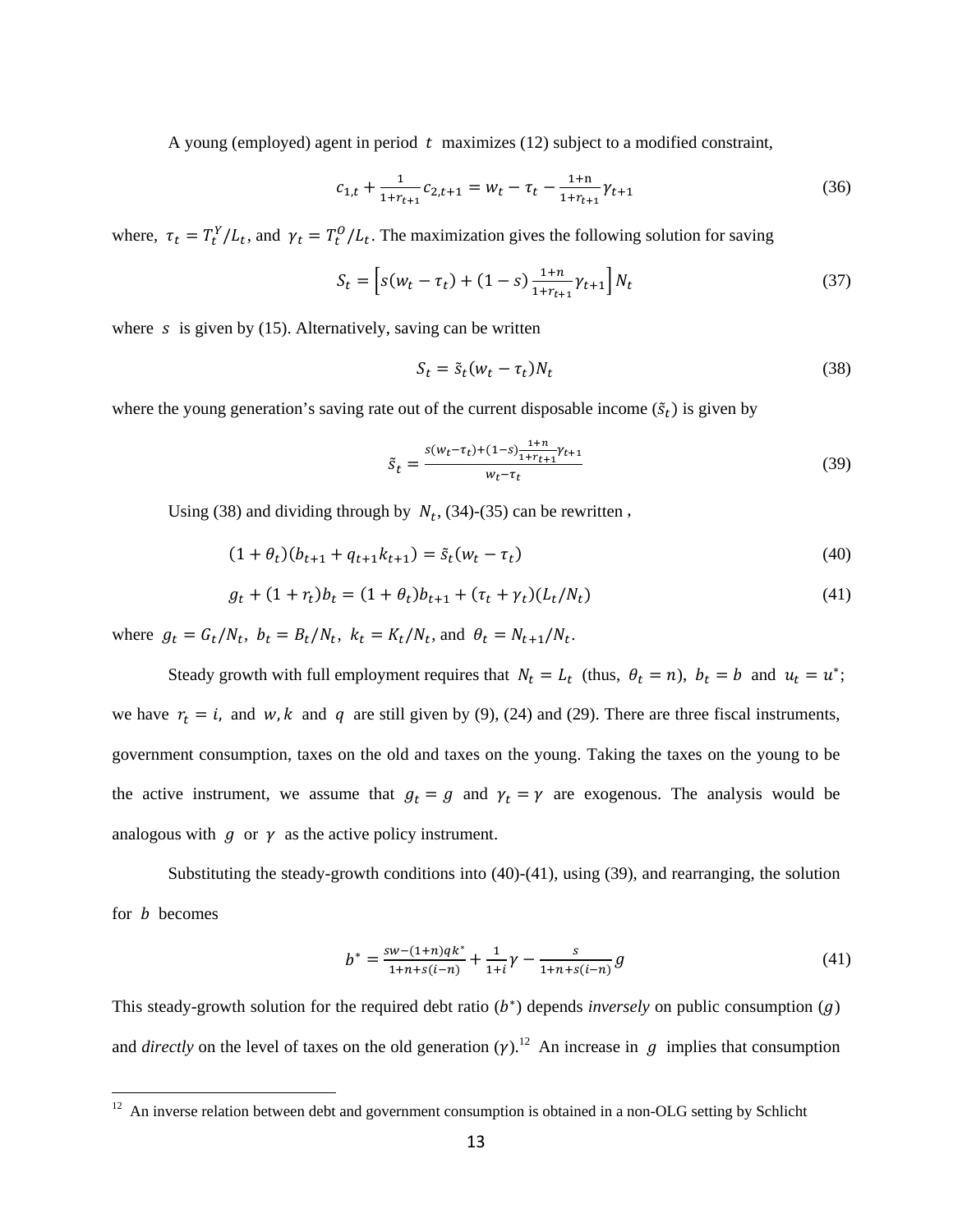A young (employed) agent in period $t$ maximizes (12) subject to a modified constraint,

$$c_{1,t} + \frac{1}{1+r_{t+1}} c_{2,t+1} = w_t - \tau_t - \frac{1+\mathrm{n}}{1+r_{t+1}} \gamma_{t+1} \tag{36}$$

where, $\tau_t = T_t^Y / L_t$, and $\gamma_t = T_t^O / L_t$. The maximization gives the following solution for saving

$$S_t = \left[ s(w_t - \tau_t) + (1-s) \frac{1+n}{1+r_{t+1}} \gamma_{t+1} \right] N_t \tag{37}$$

where $s$ is given by (15). Alternatively, saving can be written

$$S_t = \tilde{s}_t (w_t - \tau_t) N_t \tag{38}$$

where the young generation's saving rate out of the current disposable income ($\tilde{s}_t$) is given by

$$\tilde{s}_t = \frac{s(w_t - \tau_t) + (1-s)\frac{1+n}{1+r_{t+1}} \gamma_{t+1}}{w_t - \tau_t} \tag{39}$$

Using (38) and dividing through by $N_t$, (34)-(35) can be rewritten ,

$$(1+\theta_t)(b_{t+1} + q_{t+1} k_{t+1}) = \tilde{s}_t (w_t - \tau_t) \tag{40}$$

$$g_t + (1+r_t) b_t = (1+\theta_t) b_{t+1} + (\tau_t + \gamma_t)(L_t / N_t) \tag{41}$$

where $g_t = G_t / N_t,\ b_t = B_t / N_t,\ k_t = K_t / N_t$, and $\theta_t = N_{t+1} / N_t$.

Steady growth with full employment requires that $N_t = L_t$ (thus, $\theta_t = n$), $b_t = b$ and $u_t = u^*$; we have $r_t = i$, and $w, k$ and $q$ are still given by (9), (24) and (29). There are three fiscal instruments, government consumption, taxes on the old and taxes on the young. Taking the taxes on the young to be the active instrument, we assume that $g_t = g$ and $\gamma_t = \gamma$ are exogenous. The analysis would be analogous with $g$ or $\gamma$ as the active policy instrument.

Substituting the steady-growth conditions into (40)-(41), using (39), and rearranging, the solution for $b$ becomes

$$b^* = \frac{sw - (1+n) q k^*}{1+n+s(i-n)} + \frac{1}{1+i} \gamma - \frac{s}{1+n+s(i-n)} g \tag{41}$$

This steady-growth solution for the required debt ratio ($b^*$) depends *inversely* on public consumption ($g$) and *directly* on the level of taxes on the old generation ($\gamma$).[12] An increase in $g$ implies that consumption

[12] An inverse relation between debt and government consumption is obtained in a non-OLG setting by Schlicht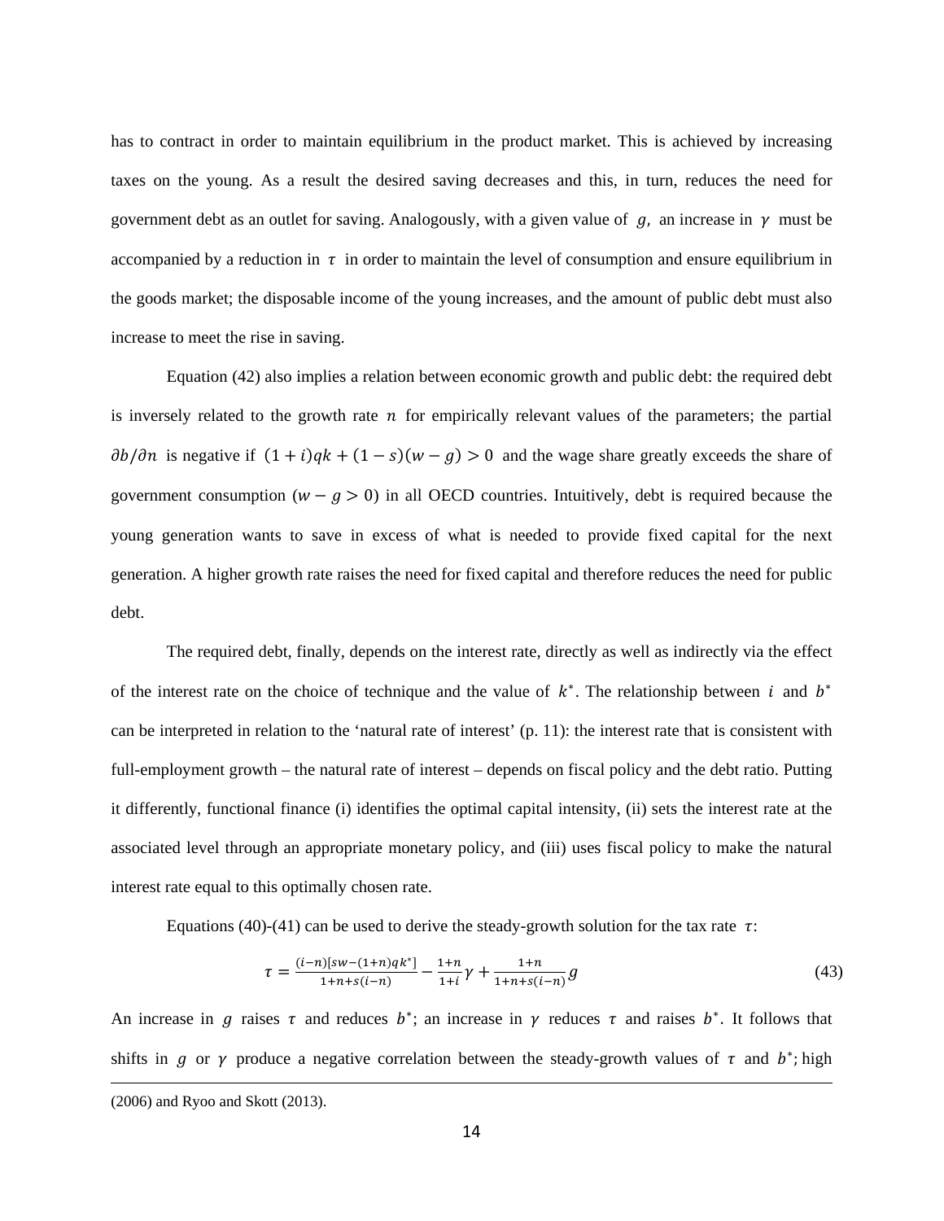has to contract in order to maintain equilibrium in the product market. This is achieved by increasing taxes on the young. As a result the desired saving decreases and this, in turn, reduces the need for government debt as an outlet for saving. Analogously, with a given value of $g$, an increase in $\gamma$ must be accompanied by a reduction in $\tau$ in order to maintain the level of consumption and ensure equilibrium in the goods market; the disposable income of the young increases, and the amount of public debt must also increase to meet the rise in saving.

Equation (42) also implies a relation between economic growth and public debt: the required debt is inversely related to the growth rate $n$ for empirically relevant values of the parameters; the partial $\partial b/\partial n$ is negative if $(1+i)qk + (1-s)(w-g) > 0$ and the wage share greatly exceeds the share of government consumption ($w - g > 0$) in all OECD countries. Intuitively, debt is required because the young generation wants to save in excess of what is needed to provide fixed capital for the next generation. A higher growth rate raises the need for fixed capital and therefore reduces the need for public debt.

The required debt, finally, depends on the interest rate, directly as well as indirectly via the effect of the interest rate on the choice of technique and the value of $k^*$. The relationship between $i$ and $b^*$ can be interpreted in relation to the 'natural rate of interest' (p. 11): the interest rate that is consistent with full-employment growth – the natural rate of interest – depends on fiscal policy and the debt ratio. Putting it differently, functional finance (i) identifies the optimal capital intensity, (ii) sets the interest rate at the associated level through an appropriate monetary policy, and (iii) uses fiscal policy to make the natural interest rate equal to this optimally chosen rate.

Equations (40)-(41) can be used to derive the steady-growth solution for the tax rate $\tau$:

$$\tau = \frac{(i-n)[sw-(1+n)qk^*]}{1+n+s(i-n)} - \frac{1+n}{1+i}\gamma + \frac{1+n}{1+n+s(i-n)}g \tag{43}$$

An increase in $g$ raises $\tau$ and reduces $b^*$; an increase in $\gamma$ reduces $\tau$ and raises $b^*$. It follows that shifts in $g$ or $\gamma$ produce a negative correlation between the steady-growth values of $\tau$ and $b^*$; high

---

(2006) and Ryoo and Skott (2013).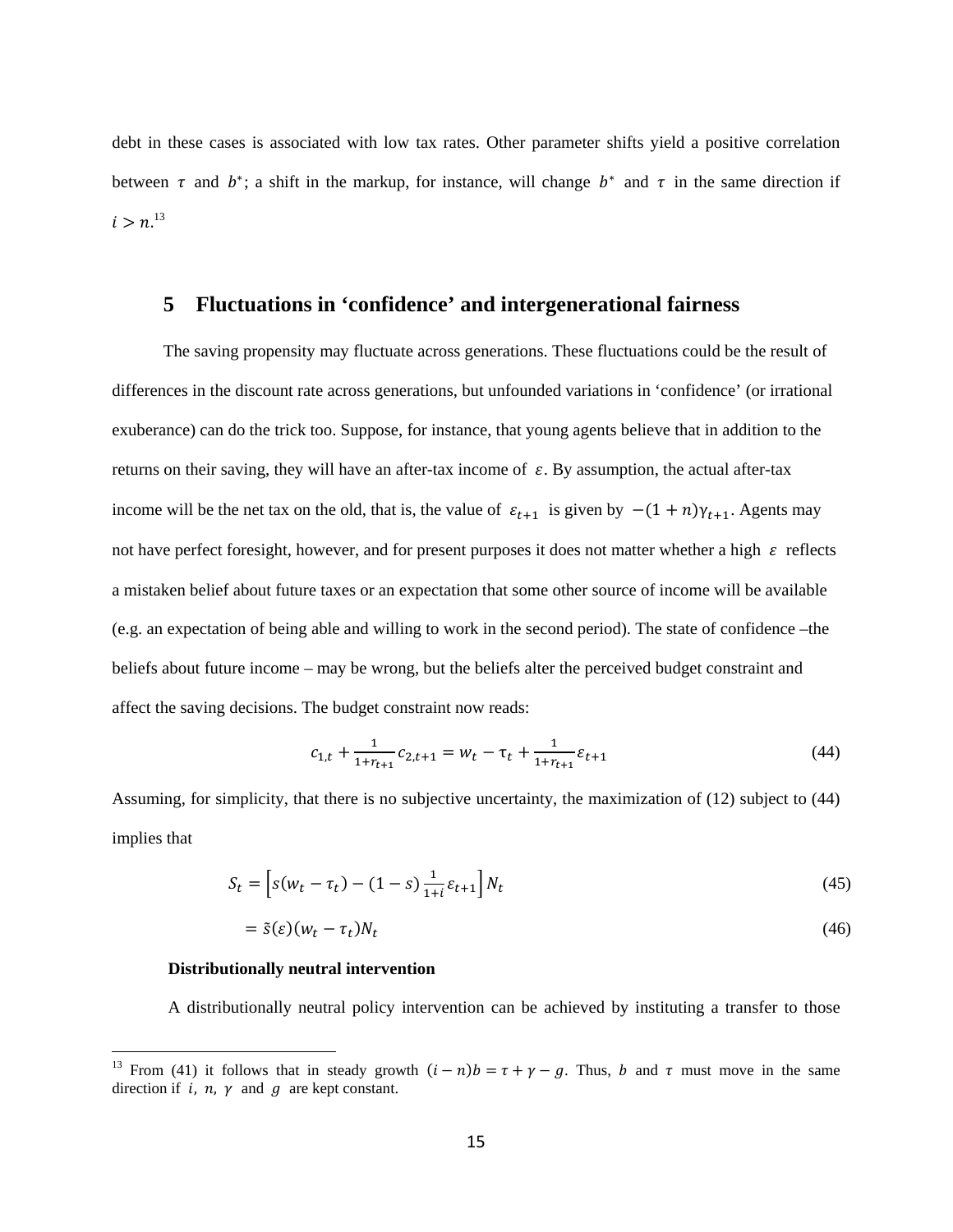debt in these cases is associated with low tax rates. Other parameter shifts yield a positive correlation between $\tau$ and $b^*$; a shift in the markup, for instance, will change $b^*$ and $\tau$ in the same direction if $i > n$.[13]

## 5 Fluctuations in 'confidence' and intergenerational fairness

The saving propensity may fluctuate across generations. These fluctuations could be the result of differences in the discount rate across generations, but unfounded variations in 'confidence' (or irrational exuberance) can do the trick too. Suppose, for instance, that young agents believe that in addition to the returns on their saving, they will have an after-tax income of $\varepsilon$. By assumption, the actual after-tax income will be the net tax on the old, that is, the value of $\varepsilon_{t+1}$ is given by $-(1+n)\gamma_{t+1}$. Agents may not have perfect foresight, however, and for present purposes it does not matter whether a high $\varepsilon$ reflects a mistaken belief about future taxes or an expectation that some other source of income will be available (e.g. an expectation of being able and willing to work in the second period). The state of confidence –the beliefs about future income – may be wrong, but the beliefs alter the perceived budget constraint and affect the saving decisions. The budget constraint now reads:

$$c_{1,t} + \frac{1}{1+r_{t+1}} c_{2,t+1} = w_t - \tau_t + \frac{1}{1+r_{t+1}} \varepsilon_{t+1} \tag{44}$$

Assuming, for simplicity, that there is no subjective uncertainty, the maximization of (12) subject to (44) implies that

$$S_t = \left[ s(w_t - \tau_t) - (1-s) \frac{1}{1+i} \varepsilon_{t+1} \right] N_t \tag{45}$$

$$= \tilde{s}(\varepsilon)(w_t - \tau_t) N_t \tag{46}$$

**Distributionally neutral intervention**

A distributionally neutral policy intervention can be achieved by instituting a transfer to those

---

[13] From (41) it follows that in steady growth $(i-n)b = \tau + \gamma - g$. Thus, $b$ and $\tau$ must move in the same direction if $i$, $n$, $\gamma$ and $g$ are kept constant.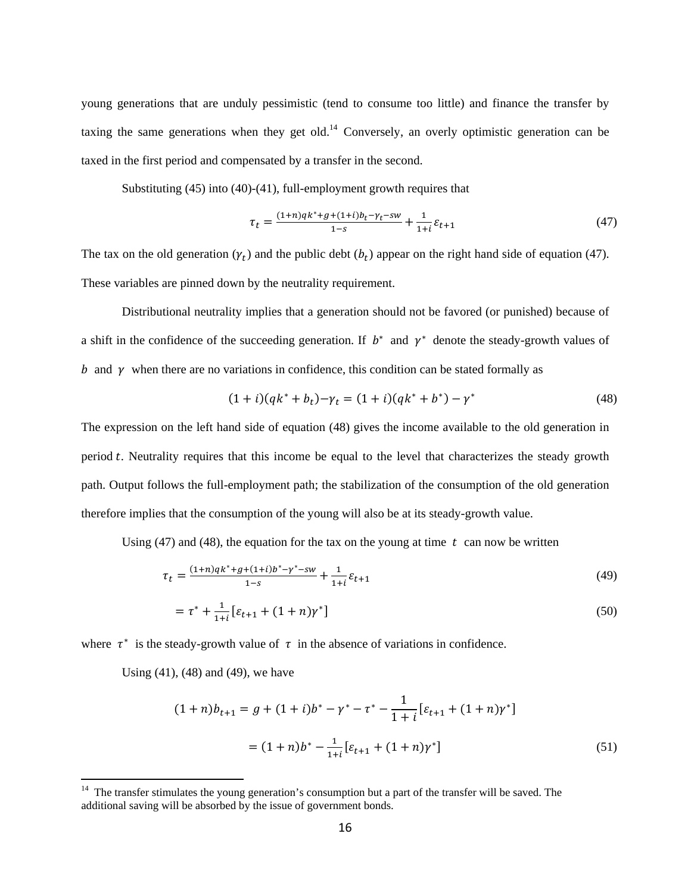young generations that are unduly pessimistic (tend to consume too little) and finance the transfer by taxing the same generations when they get old.[14] Conversely, an overly optimistic generation can be taxed in the first period and compensated by a transfer in the second.

Substituting (45) into (40)-(41), full-employment growth requires that

$$\tau_t = \frac{(1+n)qk^* + g + (1+i)b_t - \gamma_t - sw}{1-s} + \frac{1}{1+i}\varepsilon_{t+1} \tag{47}$$

The tax on the old generation ($\gamma_t$) and the public debt ($b_t$) appear on the right hand side of equation (47). These variables are pinned down by the neutrality requirement.

Distributional neutrality implies that a generation should not be favored (or punished) because of a shift in the confidence of the succeeding generation. If $b^*$ and $\gamma^*$ denote the steady-growth values of $b$ and $\gamma$ when there are no variations in confidence, this condition can be stated formally as

$$(1+i)(qk^* + b_t) - \gamma_t = (1+i)(qk^* + b^*) - \gamma^* \tag{48}$$

The expression on the left hand side of equation (48) gives the income available to the old generation in period $t$. Neutrality requires that this income be equal to the level that characterizes the steady growth path. Output follows the full-employment path; the stabilization of the consumption of the old generation therefore implies that the consumption of the young will also be at its steady-growth value.

Using (47) and (48), the equation for the tax on the young at time $t$ can now be written

$$\tau_t = \frac{(1+n)qk^* + g + (1+i)b^* - \gamma^* - sw}{1-s} + \frac{1}{1+i}\varepsilon_{t+1} \tag{49}$$

$$= \tau^* + \frac{1}{1+i}[\varepsilon_{t+1} + (1+n)\gamma^*] \tag{50}$$

where $\tau^*$ is the steady-growth value of $\tau$ in the absence of variations in confidence.

Using (41), (48) and (49), we have

$$(1+n)b_{t+1} = g + (1+i)b^* - \gamma^* - \tau^* - \frac{1}{1+i}[\varepsilon_{t+1} + (1+n)\gamma^*]$$

$$= (1+n)b^* - \frac{1}{1+i}[\varepsilon_{t+1} + (1+n)\gamma^*] \tag{51}$$

[14] The transfer stimulates the young generation's consumption but a part of the transfer will be saved. The additional saving will be absorbed by the issue of government bonds.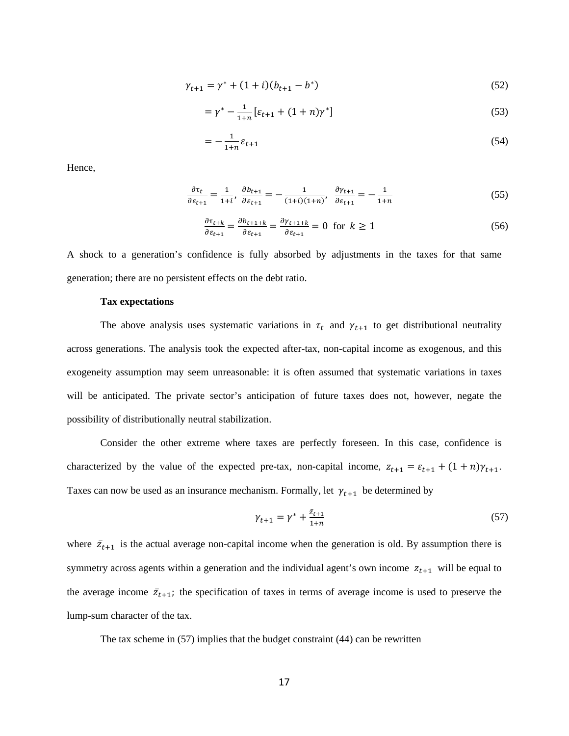$$\gamma_{t+1} = \gamma^* + (1+i)(b_{t+1} - b^*) \tag{52}$$

$$= \gamma^* - \frac{1}{1+n}[\varepsilon_{t+1} + (1+n)\gamma^*] \tag{53}$$

$$= -\frac{1}{1+n}\varepsilon_{t+1} \tag{54}$$

Hence,

$$\frac{\partial \tau_t}{\partial \varepsilon_{t+1}} = \frac{1}{1+i}, \ \frac{\partial b_{t+1}}{\partial \varepsilon_{t+1}} = -\frac{1}{(1+i)(1+n)}, \ \frac{\partial \gamma_{t+1}}{\partial \varepsilon_{t+1}} = -\frac{1}{1+n} \tag{55}$$

$$\frac{\partial \tau_{t+k}}{\partial \varepsilon_{t+1}} = \frac{\partial b_{t+1+k}}{\partial \varepsilon_{t+1}} = \frac{\partial \gamma_{t+1+k}}{\partial \varepsilon_{t+1}} = 0 \ \text{ for } \ k \geq 1 \tag{56}$$

A shock to a generation's confidence is fully absorbed by adjustments in the taxes for that same generation; there are no persistent effects on the debt ratio.

**Tax expectations**

The above analysis uses systematic variations in $\tau_t$ and $\gamma_{t+1}$ to get distributional neutrality across generations. The analysis took the expected after-tax, non-capital income as exogenous, and this exogeneity assumption may seem unreasonable: it is often assumed that systematic variations in taxes will be anticipated. The private sector's anticipation of future taxes does not, however, negate the possibility of distributionally neutral stabilization.

Consider the other extreme where taxes are perfectly foreseen. In this case, confidence is characterized by the value of the expected pre-tax, non-capital income, $z_{t+1} = \varepsilon_{t+1} + (1+n)\gamma_{t+1}$. Taxes can now be used as an insurance mechanism. Formally, let $\gamma_{t+1}$ be determined by

$$\gamma_{t+1} = \gamma^* + \frac{\bar{z}_{t+1}}{1+n} \tag{57}$$

where $\bar{z}_{t+1}$ is the actual average non-capital income when the generation is old. By assumption there is symmetry across agents within a generation and the individual agent's own income $z_{t+1}$ will be equal to the average income $\bar{z}_{t+1}$; the specification of taxes in terms of average income is used to preserve the lump-sum character of the tax.

The tax scheme in (57) implies that the budget constraint (44) can be rewritten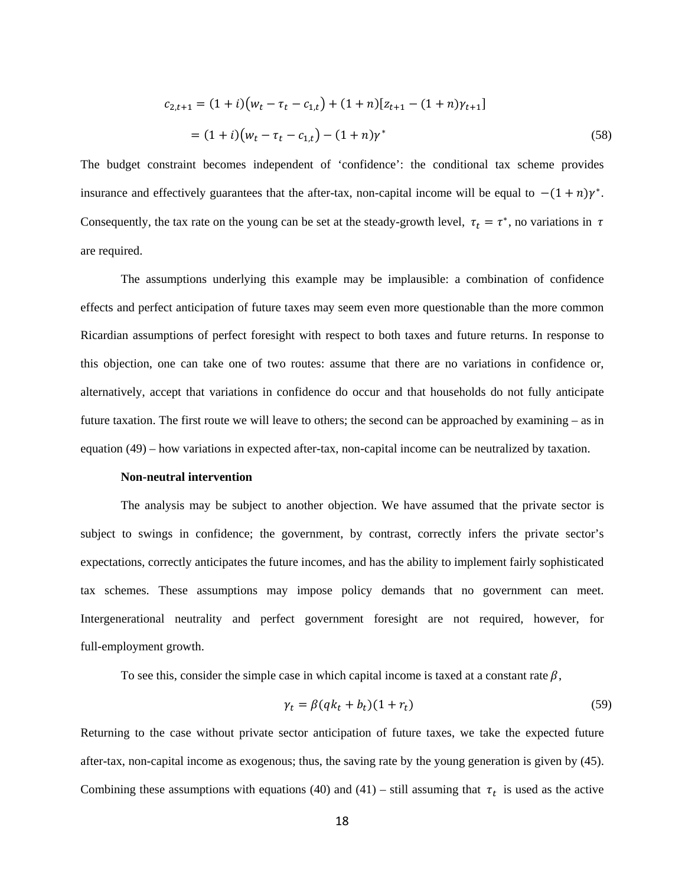$$c_{2,t+1} = (1+i)\left(w_t - \tau_t - c_{1,t}\right) + (1+n)[z_{t+1} - (1+n)\gamma_{t+1}]$$

$$= (1+i)\left(w_t - \tau_t - c_{1,t}\right) - (1+n)\gamma^* \tag{58}$$

The budget constraint becomes independent of 'confidence': the conditional tax scheme provides insurance and effectively guarantees that the after-tax, non-capital income will be equal to $-(1+n)\gamma^*$. Consequently, the tax rate on the young can be set at the steady-growth level, $\tau_t = \tau^*$, no variations in $\tau$ are required.

The assumptions underlying this example may be implausible: a combination of confidence effects and perfect anticipation of future taxes may seem even more questionable than the more common Ricardian assumptions of perfect foresight with respect to both taxes and future returns. In response to this objection, one can take one of two routes: assume that there are no variations in confidence or, alternatively, accept that variations in confidence do occur and that households do not fully anticipate future taxation. The first route we will leave to others; the second can be approached by examining – as in equation (49) – how variations in expected after-tax, non-capital income can be neutralized by taxation.

**Non-neutral intervention**

The analysis may be subject to another objection. We have assumed that the private sector is subject to swings in confidence; the government, by contrast, correctly infers the private sector's expectations, correctly anticipates the future incomes, and has the ability to implement fairly sophisticated tax schemes. These assumptions may impose policy demands that no government can meet. Intergenerational neutrality and perfect government foresight are not required, however, for full-employment growth.

To see this, consider the simple case in which capital income is taxed at a constant rate $\beta$,

$$\gamma_t = \beta(qk_t + b_t)(1 + r_t) \tag{59}$$

Returning to the case without private sector anticipation of future taxes, we take the expected future after-tax, non-capital income as exogenous; thus, the saving rate by the young generation is given by (45). Combining these assumptions with equations (40) and (41) – still assuming that $\tau_t$ is used as the active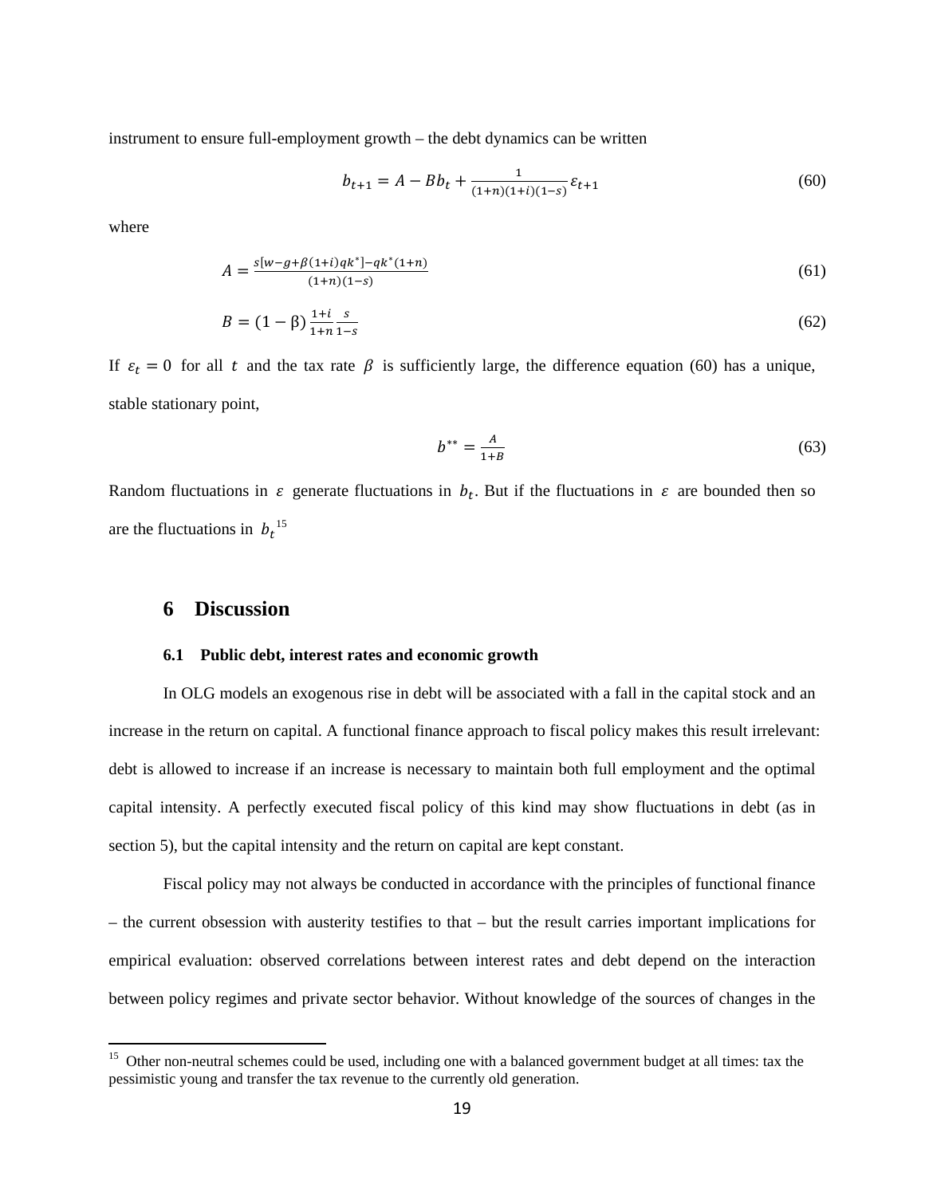instrument to ensure full-employment growth – the debt dynamics can be written

$$b_{t+1} = A - Bb_t + \frac{1}{(1+n)(1+i)(1-s)}\varepsilon_{t+1} \tag{60}$$

where

$$A = \frac{s[w-g+\beta(1+i)qk^*]-qk^*(1+n)}{(1+n)(1-s)} \tag{61}$$

$$B = (1-\beta)\frac{1+i}{1+n}\frac{s}{1-s} \tag{62}$$

If $\varepsilon_t = 0$ for all $t$ and the tax rate $\beta$ is sufficiently large, the difference equation (60) has a unique, stable stationary point,

$$b^{**} = \frac{A}{1+B} \tag{63}$$

Random fluctuations in $\varepsilon$ generate fluctuations in $b_t$. But if the fluctuations in $\varepsilon$ are bounded then so are the fluctuations in $b_t$[15]

# 6 Discussion

## 6.1 Public debt, interest rates and economic growth

In OLG models an exogenous rise in debt will be associated with a fall in the capital stock and an increase in the return on capital. A functional finance approach to fiscal policy makes this result irrelevant: debt is allowed to increase if an increase is necessary to maintain both full employment and the optimal capital intensity. A perfectly executed fiscal policy of this kind may show fluctuations in debt (as in section 5), but the capital intensity and the return on capital are kept constant.

Fiscal policy may not always be conducted in accordance with the principles of functional finance – the current obsession with austerity testifies to that – but the result carries important implications for empirical evaluation: observed correlations between interest rates and debt depend on the interaction between policy regimes and private sector behavior. Without knowledge of the sources of changes in the

[15] Other non-neutral schemes could be used, including one with a balanced government budget at all times: tax the pessimistic young and transfer the tax revenue to the currently old generation.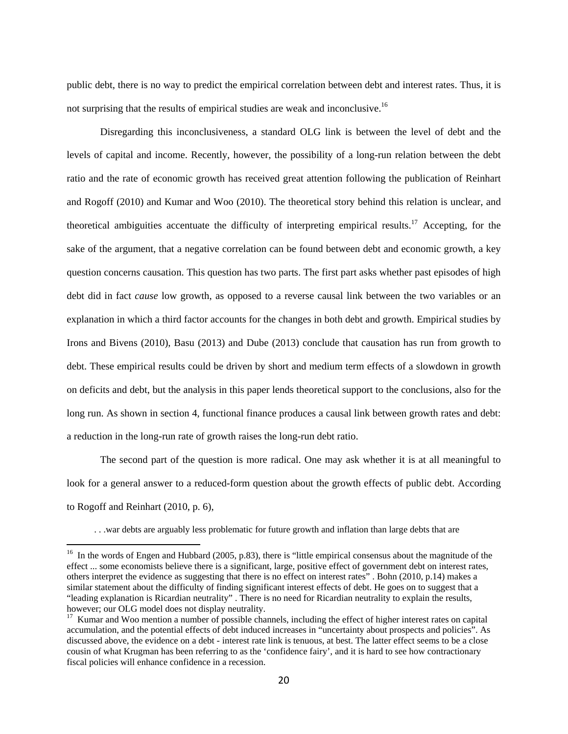public debt, there is no way to predict the empirical correlation between debt and interest rates. Thus, it is not surprising that the results of empirical studies are weak and inconclusive.[16]

Disregarding this inconclusiveness, a standard OLG link is between the level of debt and the levels of capital and income. Recently, however, the possibility of a long-run relation between the debt ratio and the rate of economic growth has received great attention following the publication of Reinhart and Rogoff (2010) and Kumar and Woo (2010). The theoretical story behind this relation is unclear, and theoretical ambiguities accentuate the difficulty of interpreting empirical results.[17] Accepting, for the sake of the argument, that a negative correlation can be found between debt and economic growth, a key question concerns causation. This question has two parts. The first part asks whether past episodes of high debt did in fact *cause* low growth, as opposed to a reverse causal link between the two variables or an explanation in which a third factor accounts for the changes in both debt and growth. Empirical studies by Irons and Bivens (2010), Basu (2013) and Dube (2013) conclude that causation has run from growth to debt. These empirical results could be driven by short and medium term effects of a slowdown in growth on deficits and debt, but the analysis in this paper lends theoretical support to the conclusions, also for the long run. As shown in section 4, functional finance produces a causal link between growth rates and debt: a reduction in the long-run rate of growth raises the long-run debt ratio.

The second part of the question is more radical. One may ask whether it is at all meaningful to look for a general answer to a reduced-form question about the growth effects of public debt. According to Rogoff and Reinhart (2010, p. 6),

> . . .war debts are arguably less problematic for future growth and inflation than large debts that are

---

[16] In the words of Engen and Hubbard (2005, p.83), there is "little empirical consensus about the magnitude of the effect ... some economists believe there is a significant, large, positive effect of government debt on interest rates, others interpret the evidence as suggesting that there is no effect on interest rates" . Bohn (2010, p.14) makes a similar statement about the difficulty of finding significant interest effects of debt. He goes on to suggest that a "leading explanation is Ricardian neutrality" . There is no need for Ricardian neutrality to explain the results, however; our OLG model does not display neutrality.

[17] Kumar and Woo mention a number of possible channels, including the effect of higher interest rates on capital accumulation, and the potential effects of debt induced increases in "uncertainty about prospects and policies". As discussed above, the evidence on a debt - interest rate link is tenuous, at best. The latter effect seems to be a close cousin of what Krugman has been referring to as the 'confidence fairy', and it is hard to see how contractionary fiscal policies will enhance confidence in a recession.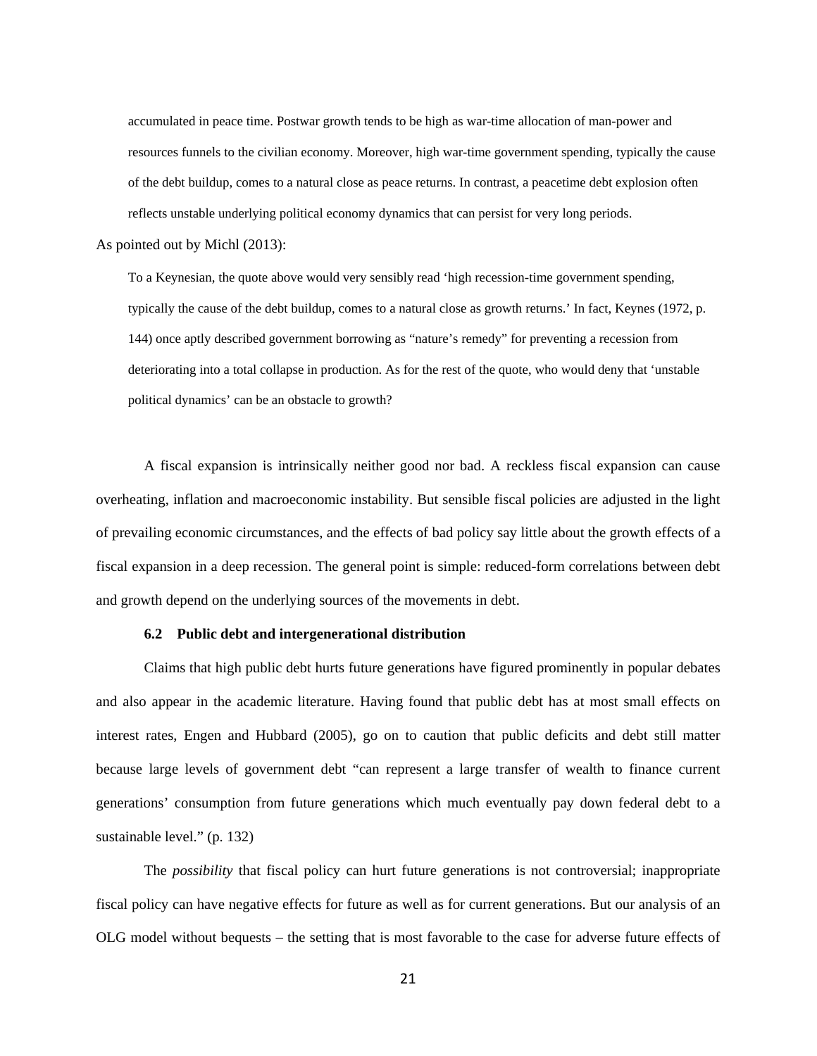> accumulated in peace time. Postwar growth tends to be high as war-time allocation of man-power and resources funnels to the civilian economy. Moreover, high war-time government spending, typically the cause of the debt buildup, comes to a natural close as peace returns. In contrast, a peacetime debt explosion often reflects unstable underlying political economy dynamics that can persist for very long periods.

As pointed out by Michl (2013):

> To a Keynesian, the quote above would very sensibly read 'high recession-time government spending, typically the cause of the debt buildup, comes to a natural close as growth returns.' In fact, Keynes (1972, p. 144) once aptly described government borrowing as "nature's remedy" for preventing a recession from deteriorating into a total collapse in production. As for the rest of the quote, who would deny that 'unstable political dynamics' can be an obstacle to growth?

A fiscal expansion is intrinsically neither good nor bad. A reckless fiscal expansion can cause overheating, inflation and macroeconomic instability. But sensible fiscal policies are adjusted in the light of prevailing economic circumstances, and the effects of bad policy say little about the growth effects of a fiscal expansion in a deep recession. The general point is simple: reduced-form correlations between debt and growth depend on the underlying sources of the movements in debt.

### 6.2 Public debt and intergenerational distribution

Claims that high public debt hurts future generations have figured prominently in popular debates and also appear in the academic literature. Having found that public debt has at most small effects on interest rates, Engen and Hubbard (2005), go on to caution that public deficits and debt still matter because large levels of government debt "can represent a large transfer of wealth to finance current generations' consumption from future generations which much eventually pay down federal debt to a sustainable level." (p. 132)

The *possibility* that fiscal policy can hurt future generations is not controversial; inappropriate fiscal policy can have negative effects for future as well as for current generations. But our analysis of an OLG model without bequests – the setting that is most favorable to the case for adverse future effects of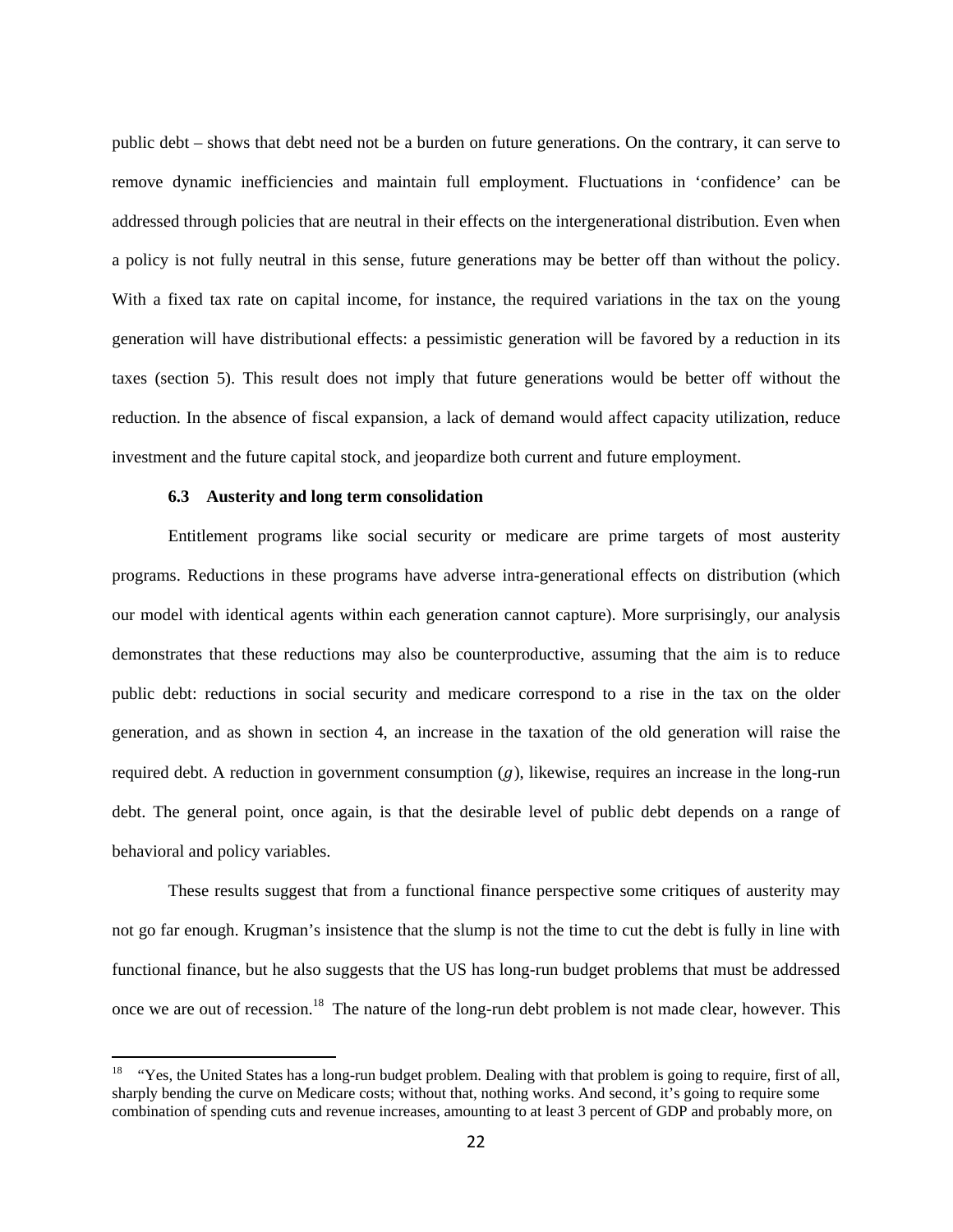public debt – shows that debt need not be a burden on future generations. On the contrary, it can serve to remove dynamic inefficiencies and maintain full employment. Fluctuations in 'confidence' can be addressed through policies that are neutral in their effects on the intergenerational distribution. Even when a policy is not fully neutral in this sense, future generations may be better off than without the policy. With a fixed tax rate on capital income, for instance, the required variations in the tax on the young generation will have distributional effects: a pessimistic generation will be favored by a reduction in its taxes (section 5). This result does not imply that future generations would be better off without the reduction. In the absence of fiscal expansion, a lack of demand would affect capacity utilization, reduce investment and the future capital stock, and jeopardize both current and future employment.

### 6.3 Austerity and long term consolidation

Entitlement programs like social security or medicare are prime targets of most austerity programs. Reductions in these programs have adverse intra-generational effects on distribution (which our model with identical agents within each generation cannot capture). More surprisingly, our analysis demonstrates that these reductions may also be counterproductive, assuming that the aim is to reduce public debt: reductions in social security and medicare correspond to a rise in the tax on the older generation, and as shown in section 4, an increase in the taxation of the old generation will raise the required debt. A reduction in government consumption ($g$), likewise, requires an increase in the long-run debt. The general point, once again, is that the desirable level of public debt depends on a range of behavioral and policy variables.

These results suggest that from a functional finance perspective some critiques of austerity may not go far enough. Krugman's insistence that the slump is not the time to cut the debt is fully in line with functional finance, but he also suggests that the US has long-run budget problems that must be addressed once we are out of recession.[18] The nature of the long-run debt problem is not made clear, however. This

---

[18] "Yes, the United States has a long-run budget problem. Dealing with that problem is going to require, first of all, sharply bending the curve on Medicare costs; without that, nothing works. And second, it's going to require some combination of spending cuts and revenue increases, amounting to at least 3 percent of GDP and probably more, on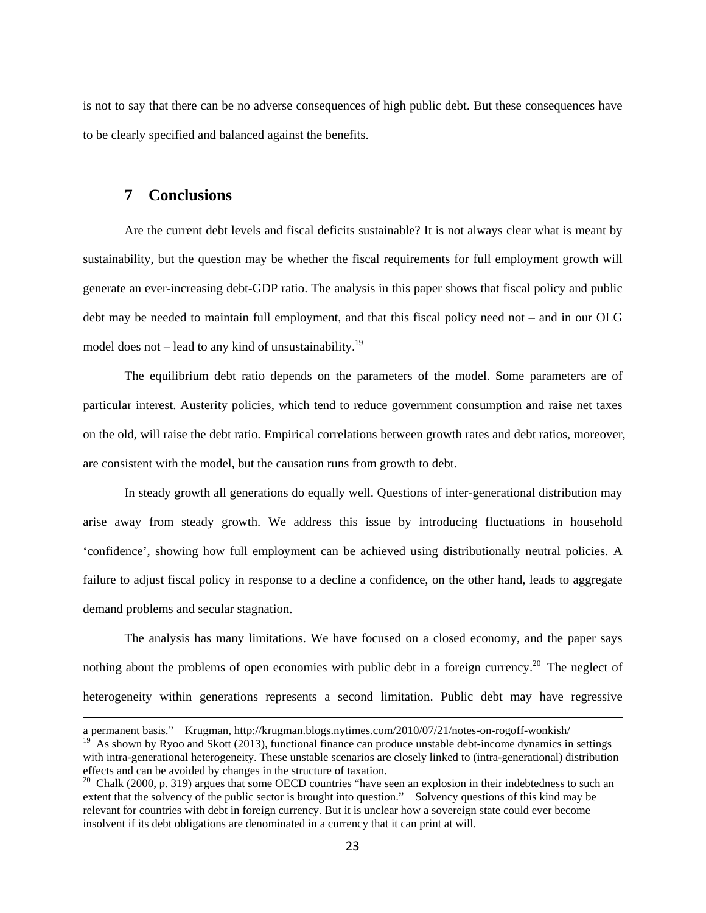is not to say that there can be no adverse consequences of high public debt. But these consequences have to be clearly specified and balanced against the benefits.

## 7 Conclusions

Are the current debt levels and fiscal deficits sustainable? It is not always clear what is meant by sustainability, but the question may be whether the fiscal requirements for full employment growth will generate an ever-increasing debt-GDP ratio. The analysis in this paper shows that fiscal policy and public debt may be needed to maintain full employment, and that this fiscal policy need not – and in our OLG model does not – lead to any kind of unsustainability.[19]

The equilibrium debt ratio depends on the parameters of the model. Some parameters are of particular interest. Austerity policies, which tend to reduce government consumption and raise net taxes on the old, will raise the debt ratio. Empirical correlations between growth rates and debt ratios, moreover, are consistent with the model, but the causation runs from growth to debt.

In steady growth all generations do equally well. Questions of inter-generational distribution may arise away from steady growth. We address this issue by introducing fluctuations in household 'confidence', showing how full employment can be achieved using distributionally neutral policies. A failure to adjust fiscal policy in response to a decline a confidence, on the other hand, leads to aggregate demand problems and secular stagnation.

The analysis has many limitations. We have focused on a closed economy, and the paper says nothing about the problems of open economies with public debt in a foreign currency.[20] The neglect of heterogeneity within generations represents a second limitation. Public debt may have regressive

---

a permanent basis." Krugman, http://krugman.blogs.nytimes.com/2010/07/21/notes-on-rogoff-wonkish/

[19] As shown by Ryoo and Skott (2013), functional finance can produce unstable debt-income dynamics in settings with intra-generational heterogeneity. These unstable scenarios are closely linked to (intra-generational) distribution effects and can be avoided by changes in the structure of taxation.

[20] Chalk (2000, p. 319) argues that some OECD countries "have seen an explosion in their indebtedness to such an extent that the solvency of the public sector is brought into question." Solvency questions of this kind may be relevant for countries with debt in foreign currency. But it is unclear how a sovereign state could ever become insolvent if its debt obligations are denominated in a currency that it can print at will.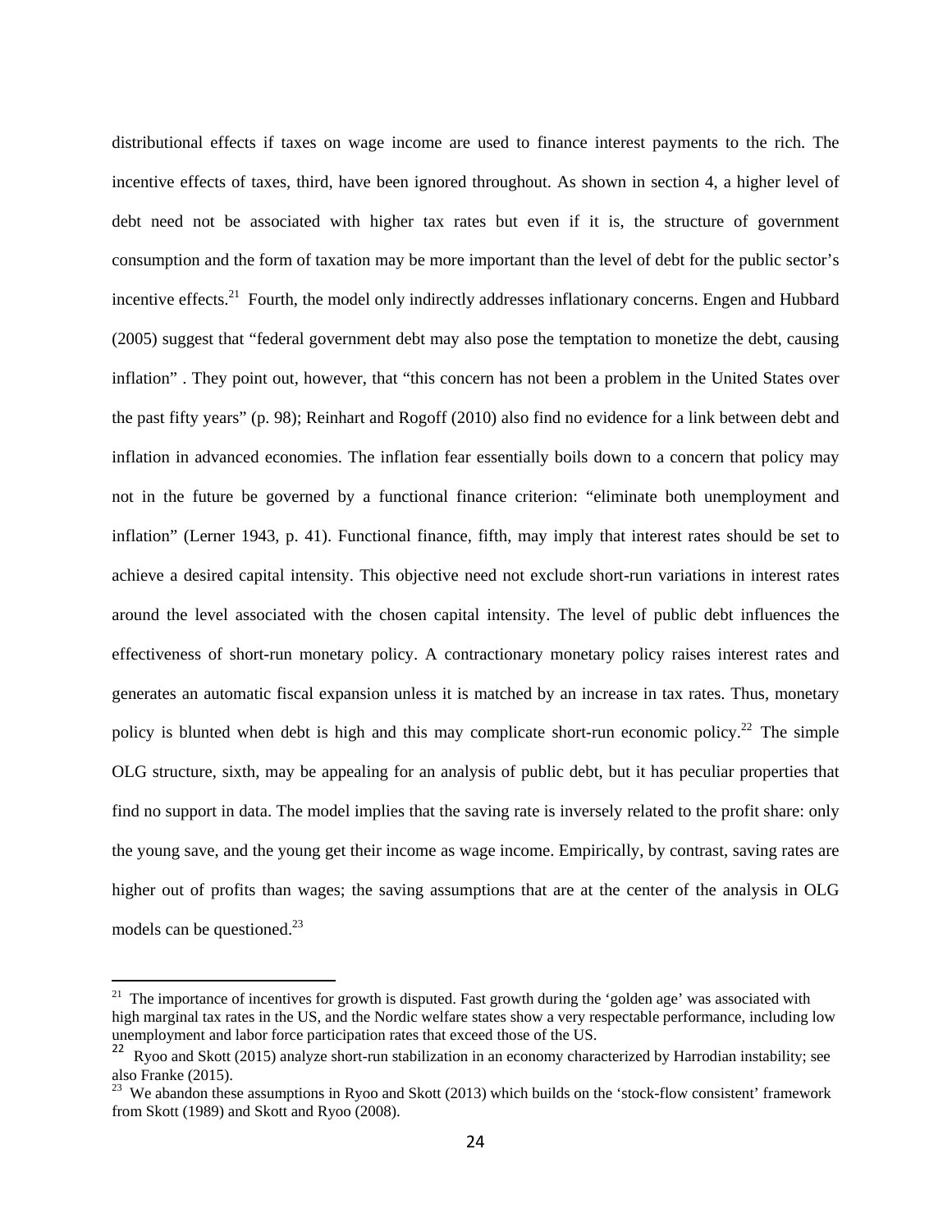distributional effects if taxes on wage income are used to finance interest payments to the rich. The incentive effects of taxes, third, have been ignored throughout. As shown in section 4, a higher level of debt need not be associated with higher tax rates but even if it is, the structure of government consumption and the form of taxation may be more important than the level of debt for the public sector's incentive effects.[21] Fourth, the model only indirectly addresses inflationary concerns. Engen and Hubbard (2005) suggest that "federal government debt may also pose the temptation to monetize the debt, causing inflation" . They point out, however, that "this concern has not been a problem in the United States over the past fifty years" (p. 98); Reinhart and Rogoff (2010) also find no evidence for a link between debt and inflation in advanced economies. The inflation fear essentially boils down to a concern that policy may not in the future be governed by a functional finance criterion: "eliminate both unemployment and inflation" (Lerner 1943, p. 41). Functional finance, fifth, may imply that interest rates should be set to achieve a desired capital intensity. This objective need not exclude short-run variations in interest rates around the level associated with the chosen capital intensity. The level of public debt influences the effectiveness of short-run monetary policy. A contractionary monetary policy raises interest rates and generates an automatic fiscal expansion unless it is matched by an increase in tax rates. Thus, monetary policy is blunted when debt is high and this may complicate short-run economic policy.[22] The simple OLG structure, sixth, may be appealing for an analysis of public debt, but it has peculiar properties that find no support in data. The model implies that the saving rate is inversely related to the profit share: only the young save, and the young get their income as wage income. Empirically, by contrast, saving rates are higher out of profits than wages; the saving assumptions that are at the center of the analysis in OLG models can be questioned.[23]

---

[21] The importance of incentives for growth is disputed. Fast growth during the 'golden age' was associated with high marginal tax rates in the US, and the Nordic welfare states show a very respectable performance, including low unemployment and labor force participation rates that exceed those of the US.

[22] Ryoo and Skott (2015) analyze short-run stabilization in an economy characterized by Harrodian instability; see also Franke (2015).

[23] We abandon these assumptions in Ryoo and Skott (2013) which builds on the 'stock-flow consistent' framework from Skott (1989) and Skott and Ryoo (2008).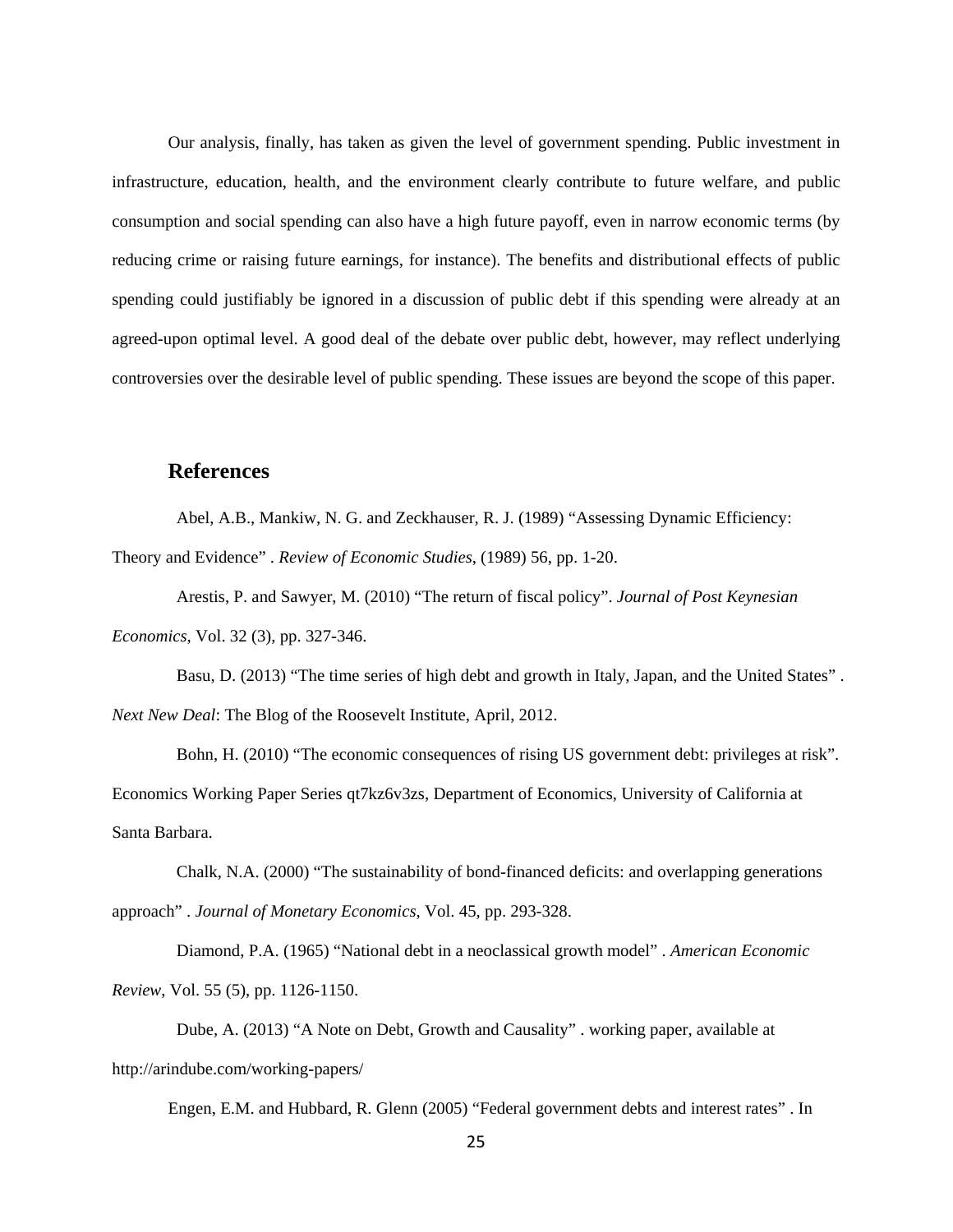Our analysis, finally, has taken as given the level of government spending. Public investment in infrastructure, education, health, and the environment clearly contribute to future welfare, and public consumption and social spending can also have a high future payoff, even in narrow economic terms (by reducing crime or raising future earnings, for instance). The benefits and distributional effects of public spending could justifiably be ignored in a discussion of public debt if this spending were already at an agreed-upon optimal level. A good deal of the debate over public debt, however, may reflect underlying controversies over the desirable level of public spending. These issues are beyond the scope of this paper.

## References

Abel, A.B., Mankiw, N. G. and Zeckhauser, R. J. (1989) "Assessing Dynamic Efficiency: Theory and Evidence" . *Review of Economic Studies*, (1989) 56, pp. 1-20.

Arestis, P. and Sawyer, M. (2010) "The return of fiscal policy". *Journal of Post Keynesian Economics*, Vol. 32 (3), pp. 327-346.

Basu, D. (2013) "The time series of high debt and growth in Italy, Japan, and the United States" . *Next New Deal*: The Blog of the Roosevelt Institute, April, 2012.

Bohn, H. (2010) "The economic consequences of rising US government debt: privileges at risk". Economics Working Paper Series qt7kz6v3zs, Department of Economics, University of California at Santa Barbara.

Chalk, N.A. (2000) "The sustainability of bond-financed deficits: and overlapping generations approach" . *Journal of Monetary Economics*, Vol. 45, pp. 293-328.

Diamond, P.A. (1965) "National debt in a neoclassical growth model" . *American Economic Review*, Vol. 55 (5), pp. 1126-1150.

Dube, A. (2013) "A Note on Debt, Growth and Causality" . working paper, available at http://arindube.com/working-papers/

Engen, E.M. and Hubbard, R. Glenn (2005) "Federal government debts and interest rates" . In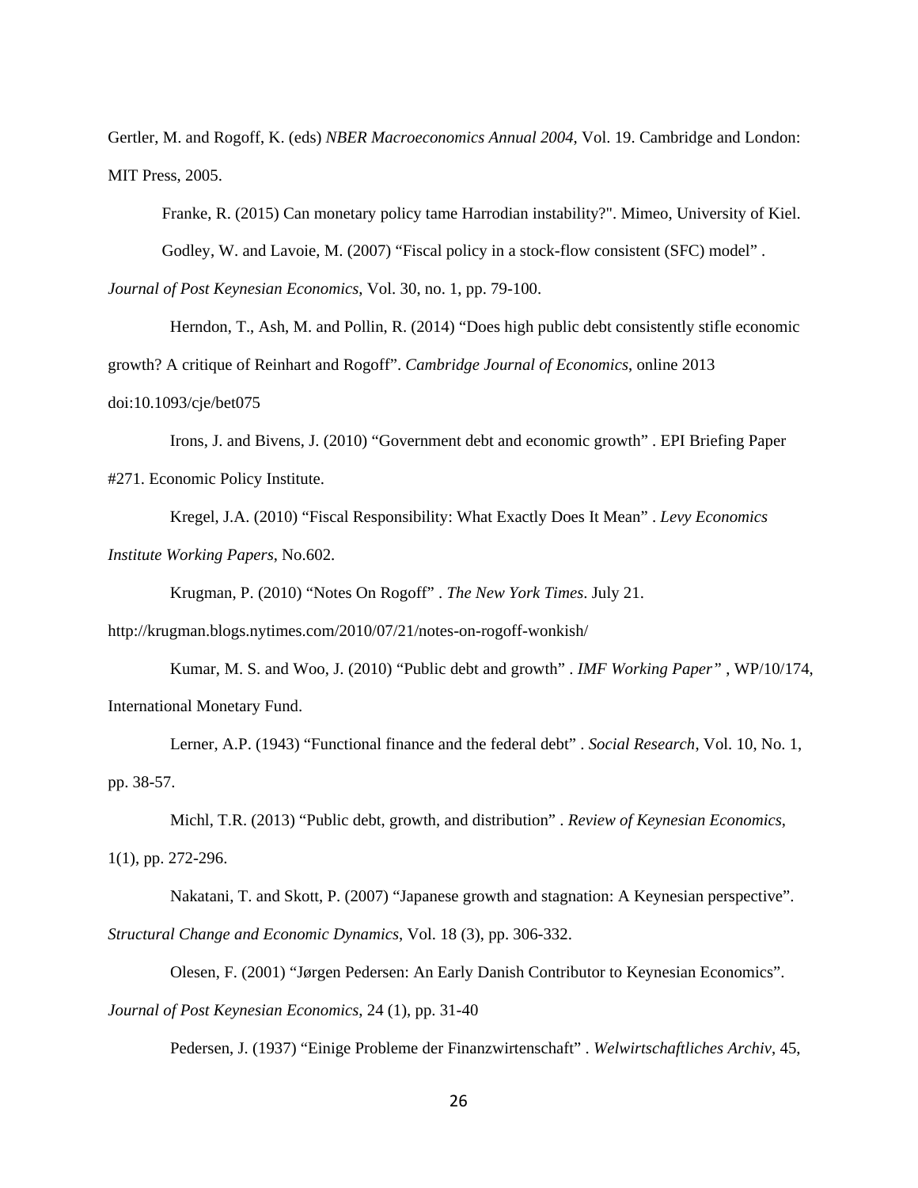Gertler, M. and Rogoff, K. (eds) *NBER Macroeconomics Annual 2004*, Vol. 19. Cambridge and London: MIT Press, 2005.

Franke, R. (2015) Can monetary policy tame Harrodian instability?". Mimeo, University of Kiel.

Godley, W. and Lavoie, M. (2007) "Fiscal policy in a stock-flow consistent (SFC) model" . *Journal of Post Keynesian Economics*, Vol. 30, no. 1, pp. 79-100.

Herndon, T., Ash, M. and Pollin, R. (2014) "Does high public debt consistently stifle economic growth? A critique of Reinhart and Rogoff". *Cambridge Journal of Economics*, online 2013 doi:10.1093/cje/bet075

Irons, J. and Bivens, J. (2010) "Government debt and economic growth" . EPI Briefing Paper #271. Economic Policy Institute.

Kregel, J.A. (2010) "Fiscal Responsibility: What Exactly Does It Mean" . *Levy Economics Institute Working Papers*, No.602.

Krugman, P. (2010) "Notes On Rogoff" . *The New York Times*. July 21. http://krugman.blogs.nytimes.com/2010/07/21/notes-on-rogoff-wonkish/

Kumar, M. S. and Woo, J. (2010) "Public debt and growth" . *IMF Working Paper"* , WP/10/174, International Monetary Fund.

Lerner, A.P. (1943) "Functional finance and the federal debt" . *Social Research*, Vol. 10, No. 1, pp. 38-57.

Michl, T.R. (2013) "Public debt, growth, and distribution" . *Review of Keynesian Economics*, 1(1), pp. 272-296.

Nakatani, T. and Skott, P. (2007) "Japanese growth and stagnation: A Keynesian perspective". *Structural Change and Economic Dynamics*, Vol. 18 (3), pp. 306-332.

Olesen, F. (2001) "Jørgen Pedersen: An Early Danish Contributor to Keynesian Economics". *Journal of Post Keynesian Economics*, 24 (1), pp. 31-40

Pedersen, J. (1937) "Einige Probleme der Finanzwirtenschaft" . *Welwirtschaftliches Archiv*, 45,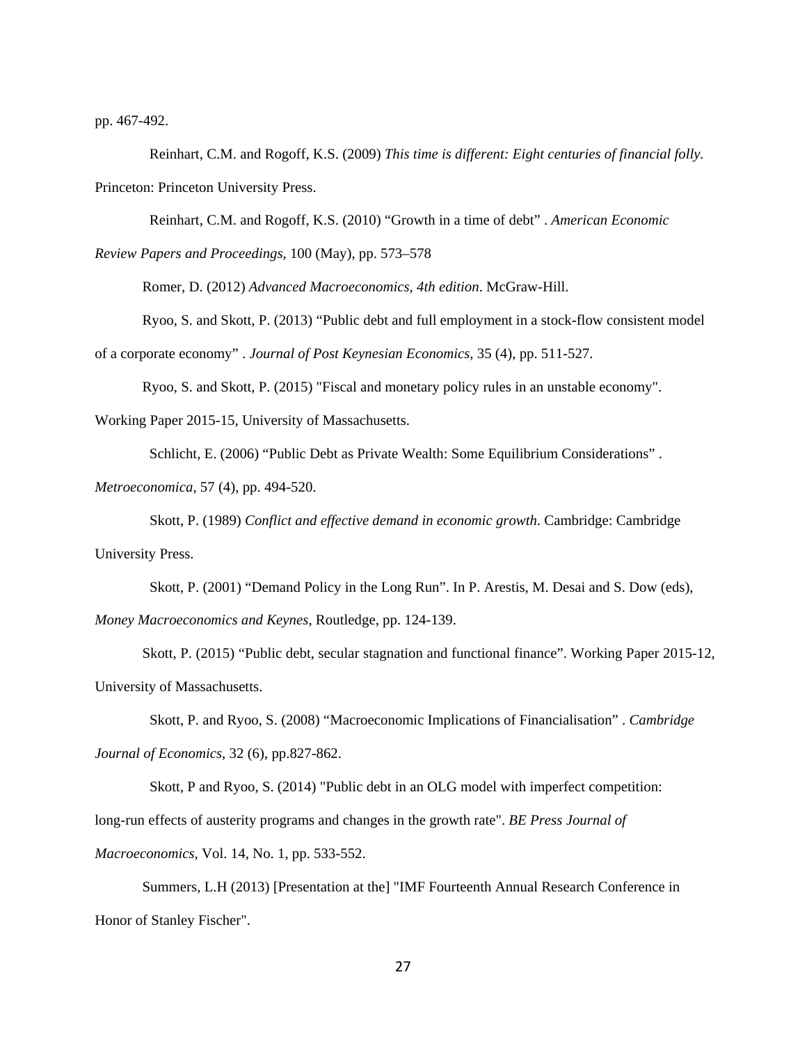pp. 467-492.

Reinhart, C.M. and Rogoff, K.S. (2009) *This time is different: Eight centuries of financial folly*. Princeton: Princeton University Press.

Reinhart, C.M. and Rogoff, K.S. (2010) “Growth in a time of debt” . *American Economic Review Papers and Proceedings*, 100 (May), pp. 573–578

Romer, D. (2012) *Advanced Macroeconomics, 4th edition*. McGraw-Hill.

Ryoo, S. and Skott, P. (2013) “Public debt and full employment in a stock-flow consistent model of a corporate economy” . *Journal of Post Keynesian Economics*, 35 (4), pp. 511-527.

Ryoo, S. and Skott, P. (2015) "Fiscal and monetary policy rules in an unstable economy". Working Paper 2015-15, University of Massachusetts.

Schlicht, E. (2006) “Public Debt as Private Wealth: Some Equilibrium Considerations” . *Metroeconomica*, 57 (4), pp. 494-520.

Skott, P. (1989) *Conflict and effective demand in economic growth*. Cambridge: Cambridge University Press.

Skott, P. (2001) “Demand Policy in the Long Run”. In P. Arestis, M. Desai and S. Dow (eds), *Money Macroeconomics and Keynes*, Routledge, pp. 124-139.

Skott, P. (2015) “Public debt, secular stagnation and functional finance”. Working Paper 2015-12, University of Massachusetts.

Skott, P. and Ryoo, S. (2008) “Macroeconomic Implications of Financialisation” . *Cambridge Journal of Economics*, 32 (6), pp.827-862.

Skott, P and Ryoo, S. (2014) "Public debt in an OLG model with imperfect competition: long-run effects of austerity programs and changes in the growth rate". *BE Press Journal of Macroeconomics*, Vol. 14, No. 1, pp. 533-552.

Summers, L.H (2013) [Presentation at the] "IMF Fourteenth Annual Research Conference in Honor of Stanley Fischer".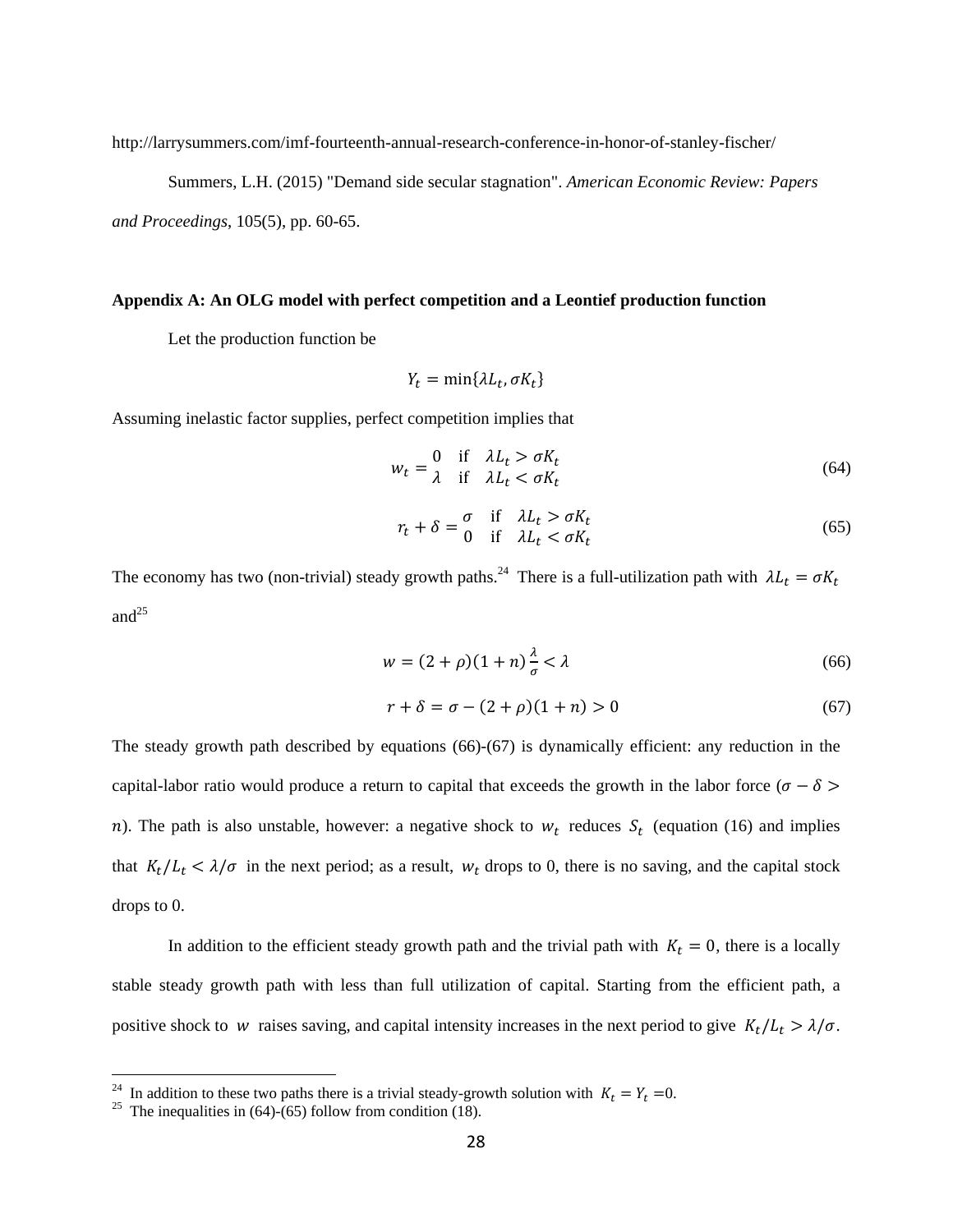http://larrysummers.com/imf-fourteenth-annual-research-conference-in-honor-of-stanley-fischer/

Summers, L.H. (2015) "Demand side secular stagnation". *American Economic Review: Papers and Proceedings*, 105(5), pp. 60-65.

## Appendix A: An OLG model with perfect competition and a Leontief production function

Let the production function be

$$Y_t = \min\{\lambda L_t, \sigma K_t\}$$

Assuming inelastic factor supplies, perfect competition implies that

$$w_t = \begin{matrix} 0 & \text{if} & \lambda L_t > \sigma K_t \\ \lambda & \text{if} & \lambda L_t < \sigma K_t \end{matrix} \tag{64}$$

$$r_t + \delta = \begin{matrix} \sigma & \text{if} & \lambda L_t > \sigma K_t \\ 0 & \text{if} & \lambda L_t < \sigma K_t \end{matrix} \tag{65}$$

The economy has two (non-trivial) steady growth paths.[24] There is a full-utilization path with $\lambda L_t = \sigma K_t$ and[25]

$$w = (2+\rho)(1+n)\frac{\lambda}{\sigma} < \lambda \tag{66}$$

$$r + \delta = \sigma - (2+\rho)(1+n) > 0 \tag{67}$$

The steady growth path described by equations (66)-(67) is dynamically efficient: any reduction in the capital-labor ratio would produce a return to capital that exceeds the growth in the labor force ($\sigma - \delta > n$). The path is also unstable, however: a negative shock to $w_t$ reduces $S_t$ (equation (16) and implies that $K_t/L_t < \lambda/\sigma$ in the next period; as a result, $w_t$ drops to 0, there is no saving, and the capital stock drops to 0.

In addition to the efficient steady growth path and the trivial path with $K_t = 0$, there is a locally stable steady growth path with less than full utilization of capital. Starting from the efficient path, a positive shock to $w$ raises saving, and capital intensity increases in the next period to give $K_t/L_t > \lambda/\sigma$.

---

[24] In addition to these two paths there is a trivial steady-growth solution with $K_t = Y_t = 0$.

[25] The inequalities in (64)-(65) follow from condition (18).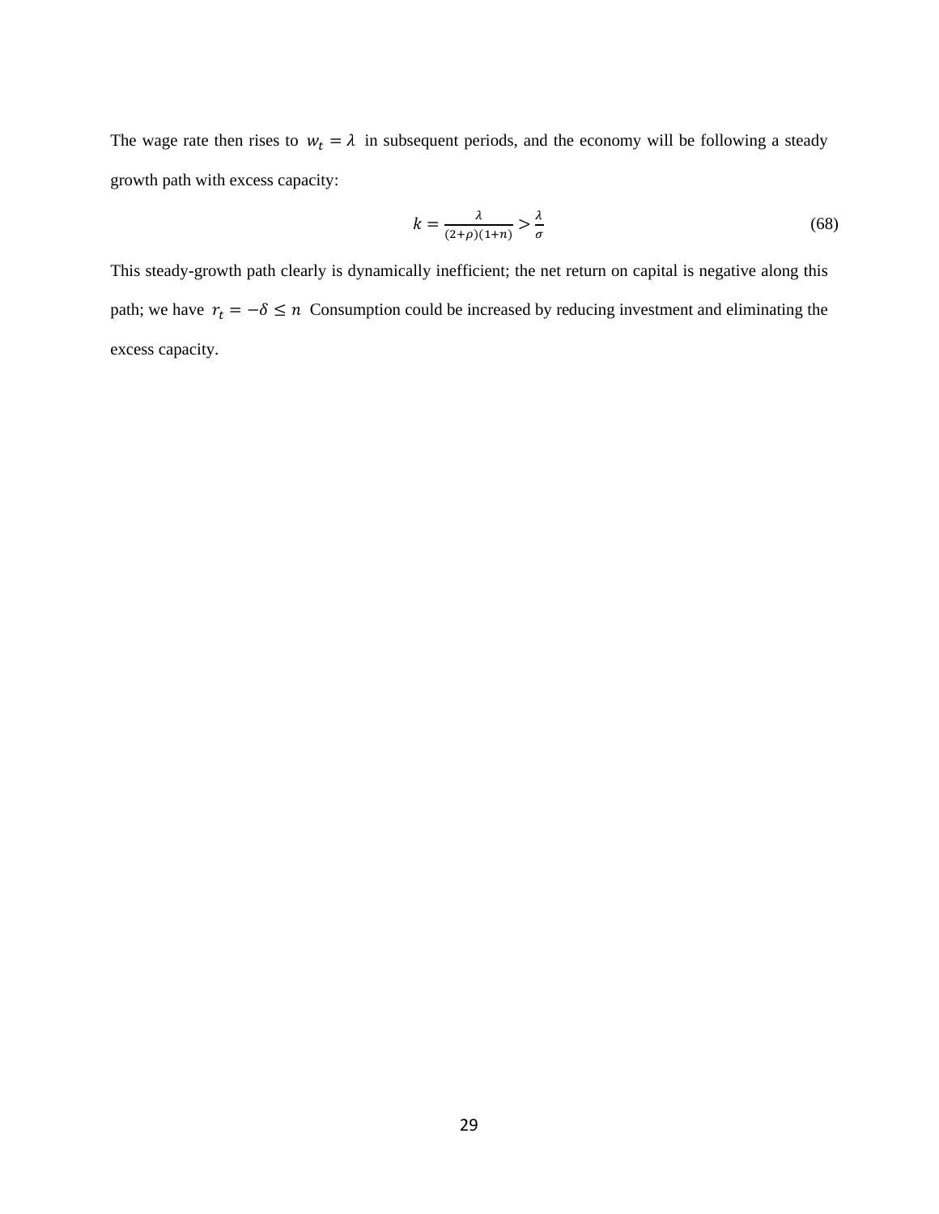The wage rate then rises to $w_t = \lambda$ in subsequent periods, and the economy will be following a steady growth path with excess capacity:

$$k = \frac{\lambda}{(2+\rho)(1+n)} > \frac{\lambda}{\sigma} \tag{68}$$

This steady-growth path clearly is dynamically inefficient; the net return on capital is negative along this path; we have $r_t = -\delta \leq n$ Consumption could be increased by reducing investment and eliminating the excess capacity.